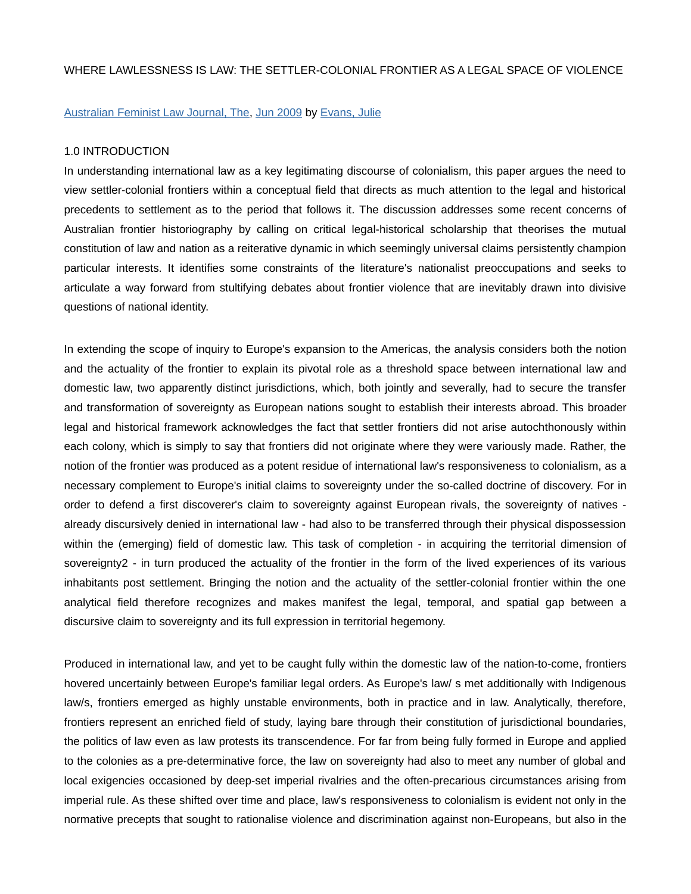# WHERE LAWLESSNESS IS LAW: THE SETTLER-COLONIAL FRONTIER AS A LEGAL SPACE OF VIOLENCE

[Australian Feminist Law Journal, The](#), [Jun 2009](#) by [Evans, Julie](#)

## 1.0 INTRODUCTION

In understanding international law as a key legitimating discourse of colonialism, this paper argues the need to view settler-colonial frontiers within a conceptual field that directs as much attention to the legal and historical precedents to settlement as to the period that follows it. The discussion addresses some recent concerns of Australian frontier historiography by calling on critical legal-historical scholarship that theorises the mutual constitution of law and nation as a reiterative dynamic in which seemingly universal claims persistently champion particular interests. It identifies some constraints of the literature's nationalist preoccupations and seeks to articulate a way forward from stultifying debates about frontier violence that are inevitably drawn into divisive questions of national identity.

In extending the scope of inquiry to Europe's expansion to the Americas, the analysis considers both the notion and the actuality of the frontier to explain its pivotal role as a threshold space between international law and domestic law, two apparently distinct jurisdictions, which, both jointly and severally, had to secure the transfer and transformation of sovereignty as European nations sought to establish their interests abroad. This broader legal and historical framework acknowledges the fact that settler frontiers did not arise autochthonously within each colony, which is simply to say that frontiers did not originate where they were variously made. Rather, the notion of the frontier was produced as a potent residue of international law's responsiveness to colonialism, as a necessary complement to Europe's initial claims to sovereignty under the so-called doctrine of discovery. For in order to defend a first discoverer's claim to sovereignty against European rivals, the sovereignty of natives - already discursively denied in international law - had also to be transferred through their physical dispossession within the (emerging) field of domestic law. This task of completion - in acquiring the territorial dimension of sovereignty[2] - in turn produced the actuality of the frontier in the form of the lived experiences of its various inhabitants post settlement. Bringing the notion and the actuality of the settler-colonial frontier within the one analytical field therefore recognizes and makes manifest the legal, temporal, and spatial gap between a discursive claim to sovereignty and its full expression in territorial hegemony.

Produced in international law, and yet to be caught fully within the domestic law of the nation-to-come, frontiers hovered uncertainly between Europe's familiar legal orders. As Europe's law/ s met additionally with Indigenous law/s, frontiers emerged as highly unstable environments, both in practice and in law. Analytically, therefore, frontiers represent an enriched field of study, laying bare through their constitution of jurisdictional boundaries, the politics of law even as law protests its transcendence. For far from being fully formed in Europe and applied to the colonies as a pre-determinative force, the law on sovereignty had also to meet any number of global and local exigencies occasioned by deep-set imperial rivalries and the often-precarious circumstances arising from imperial rule. As these shifted over time and place, law's responsiveness to colonialism is evident not only in the normative precepts that sought to rationalise violence and discrimination against non-Europeans, but also in the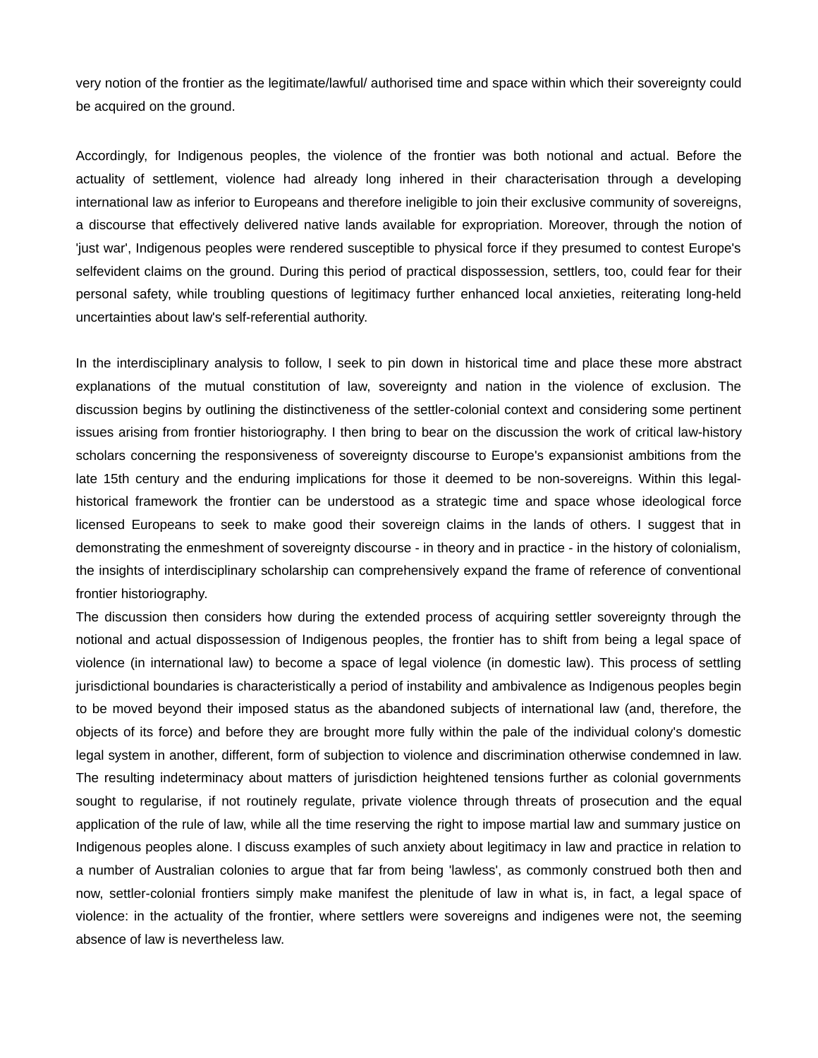very notion of the frontier as the legitimate/lawful/ authorised time and space within which their sovereignty could be acquired on the ground.

Accordingly, for Indigenous peoples, the violence of the frontier was both notional and actual. Before the actuality of settlement, violence had already long inhered in their characterisation through a developing international law as inferior to Europeans and therefore ineligible to join their exclusive community of sovereigns, a discourse that effectively delivered native lands available for expropriation. Moreover, through the notion of 'just war', Indigenous peoples were rendered susceptible to physical force if they presumed to contest Europe's selfevident claims on the ground. During this period of practical dispossession, settlers, too, could fear for their personal safety, while troubling questions of legitimacy further enhanced local anxieties, reiterating long-held uncertainties about law's self-referential authority.

In the interdisciplinary analysis to follow, I seek to pin down in historical time and place these more abstract explanations of the mutual constitution of law, sovereignty and nation in the violence of exclusion. The discussion begins by outlining the distinctiveness of the settler-colonial context and considering some pertinent issues arising from frontier historiography. I then bring to bear on the discussion the work of critical law-history scholars concerning the responsiveness of sovereignty discourse to Europe's expansionist ambitions from the late 15th century and the enduring implications for those it deemed to be non-sovereigns. Within this legal-historical framework the frontier can be understood as a strategic time and space whose ideological force licensed Europeans to seek to make good their sovereign claims in the lands of others. I suggest that in demonstrating the enmeshment of sovereignty discourse - in theory and in practice - in the history of colonialism, the insights of interdisciplinary scholarship can comprehensively expand the frame of reference of conventional frontier historiography.

The discussion then considers how during the extended process of acquiring settler sovereignty through the notional and actual dispossession of Indigenous peoples, the frontier has to shift from being a legal space of violence (in international law) to become a space of legal violence (in domestic law). This process of settling jurisdictional boundaries is characteristically a period of instability and ambivalence as Indigenous peoples begin to be moved beyond their imposed status as the abandoned subjects of international law (and, therefore, the objects of its force) and before they are brought more fully within the pale of the individual colony's domestic legal system in another, different, form of subjection to violence and discrimination otherwise condemned in law. The resulting indeterminacy about matters of jurisdiction heightened tensions further as colonial governments sought to regularise, if not routinely regulate, private violence through threats of prosecution and the equal application of the rule of law, while all the time reserving the right to impose martial law and summary justice on Indigenous peoples alone. I discuss examples of such anxiety about legitimacy in law and practice in relation to a number of Australian colonies to argue that far from being 'lawless', as commonly construed both then and now, settler-colonial frontiers simply make manifest the plenitude of law in what is, in fact, a legal space of violence: in the actuality of the frontier, where settlers were sovereigns and indigenes were not, the seeming absence of law is nevertheless law.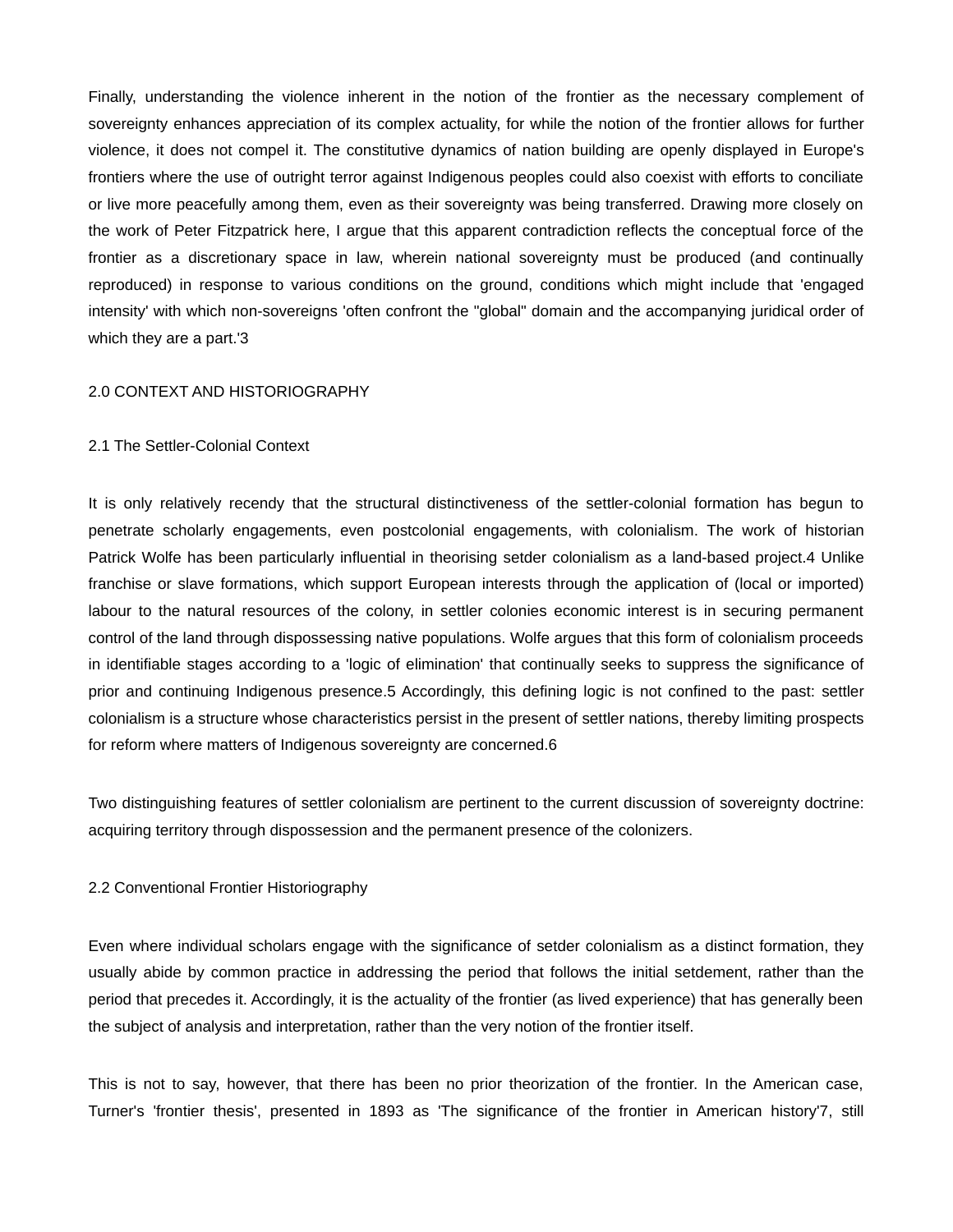Finally, understanding the violence inherent in the notion of the frontier as the necessary complement of sovereignty enhances appreciation of its complex actuality, for while the notion of the frontier allows for further violence, it does not compel it. The constitutive dynamics of nation building are openly displayed in Europe's frontiers where the use of outright terror against Indigenous peoples could also coexist with efforts to conciliate or live more peacefully among them, even as their sovereignty was being transferred. Drawing more closely on the work of Peter Fitzpatrick here, I argue that this apparent contradiction reflects the conceptual force of the frontier as a discretionary space in law, wherein national sovereignty must be produced (and continually reproduced) in response to various conditions on the ground, conditions which might include that 'engaged intensity' with which non-sovereigns 'often confront the "global" domain and the accompanying juridical order of which they are a part.'[3]

## 2.0 CONTEXT AND HISTORIOGRAPHY

### 2.1 The Settler-Colonial Context

It is only relatively recendy that the structural distinctiveness of the settler-colonial formation has begun to penetrate scholarly engagements, even postcolonial engagements, with colonialism. The work of historian Patrick Wolfe has been particularly influential in theorising setder colonialism as a land-based project.[4] Unlike franchise or slave formations, which support European interests through the application of (local or imported) labour to the natural resources of the colony, in settler colonies economic interest is in securing permanent control of the land through dispossessing native populations. Wolfe argues that this form of colonialism proceeds in identifiable stages according to a 'logic of elimination' that continually seeks to suppress the significance of prior and continuing Indigenous presence.[5] Accordingly, this defining logic is not confined to the past: settler colonialism is a structure whose characteristics persist in the present of settler nations, thereby limiting prospects for reform where matters of Indigenous sovereignty are concerned.[6]

Two distinguishing features of settler colonialism are pertinent to the current discussion of sovereignty doctrine: acquiring territory through dispossession and the permanent presence of the colonizers.

### 2.2 Conventional Frontier Historiography

Even where individual scholars engage with the significance of setder colonialism as a distinct formation, they usually abide by common practice in addressing the period that follows the initial setdement, rather than the period that precedes it. Accordingly, it is the actuality of the frontier (as lived experience) that has generally been the subject of analysis and interpretation, rather than the very notion of the frontier itself.

This is not to say, however, that there has been no prior theorization of the frontier. In the American case, Turner's 'frontier thesis', presented in 1893 as 'The significance of the frontier in American history'[7], still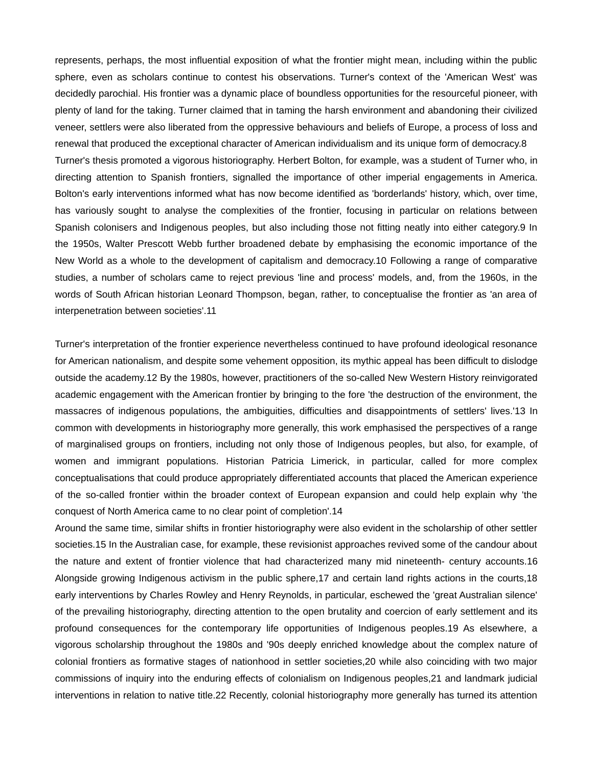represents, perhaps, the most influential exposition of what the frontier might mean, including within the public sphere, even as scholars continue to contest his observations. Turner's context of the 'American West' was decidedly parochial. His frontier was a dynamic place of boundless opportunities for the resourceful pioneer, with plenty of land for the taking. Turner claimed that in taming the harsh environment and abandoning their civilized veneer, settlers were also liberated from the oppressive behaviours and beliefs of Europe, a process of loss and renewal that produced the exceptional character of American individualism and its unique form of democracy.8

Turner's thesis promoted a vigorous historiography. Herbert Bolton, for example, was a student of Turner who, in directing attention to Spanish frontiers, signalled the importance of other imperial engagements in America. Bolton's early interventions informed what has now become identified as 'borderlands' history, which, over time, has variously sought to analyse the complexities of the frontier, focusing in particular on relations between Spanish colonisers and Indigenous peoples, but also including those not fitting neatly into either category.9 In the 1950s, Walter Prescott Webb further broadened debate by emphasising the economic importance of the New World as a whole to the development of capitalism and democracy.10 Following a range of comparative studies, a number of scholars came to reject previous 'line and process' models, and, from the 1960s, in the words of South African historian Leonard Thompson, began, rather, to conceptualise the frontier as 'an area of interpenetration between societies'.11

Turner's interpretation of the frontier experience nevertheless continued to have profound ideological resonance for American nationalism, and despite some vehement opposition, its mythic appeal has been difficult to dislodge outside the academy.12 By the 1980s, however, practitioners of the so-called New Western History reinvigorated academic engagement with the American frontier by bringing to the fore 'the destruction of the environment, the massacres of indigenous populations, the ambiguities, difficulties and disappointments of settlers' lives.'13 In common with developments in historiography more generally, this work emphasised the perspectives of a range of marginalised groups on frontiers, including not only those of Indigenous peoples, but also, for example, of women and immigrant populations. Historian Patricia Limerick, in particular, called for more complex conceptualisations that could produce appropriately differentiated accounts that placed the American experience of the so-called frontier within the broader context of European expansion and could help explain why 'the conquest of North America came to no clear point of completion'.14

Around the same time, similar shifts in frontier historiography were also evident in the scholarship of other settler societies.15 In the Australian case, for example, these revisionist approaches revived some of the candour about the nature and extent of frontier violence that had characterized many mid nineteenth- century accounts.16 Alongside growing Indigenous activism in the public sphere,17 and certain land rights actions in the courts,18 early interventions by Charles Rowley and Henry Reynolds, in particular, eschewed the 'great Australian silence' of the prevailing historiography, directing attention to the open brutality and coercion of early settlement and its profound consequences for the contemporary life opportunities of Indigenous peoples.19 As elsewhere, a vigorous scholarship throughout the 1980s and '90s deeply enriched knowledge about the complex nature of colonial frontiers as formative stages of nationhood in settler societies,20 while also coinciding with two major commissions of inquiry into the enduring effects of colonialism on Indigenous peoples,21 and landmark judicial interventions in relation to native title.22 Recently, colonial historiography more generally has turned its attention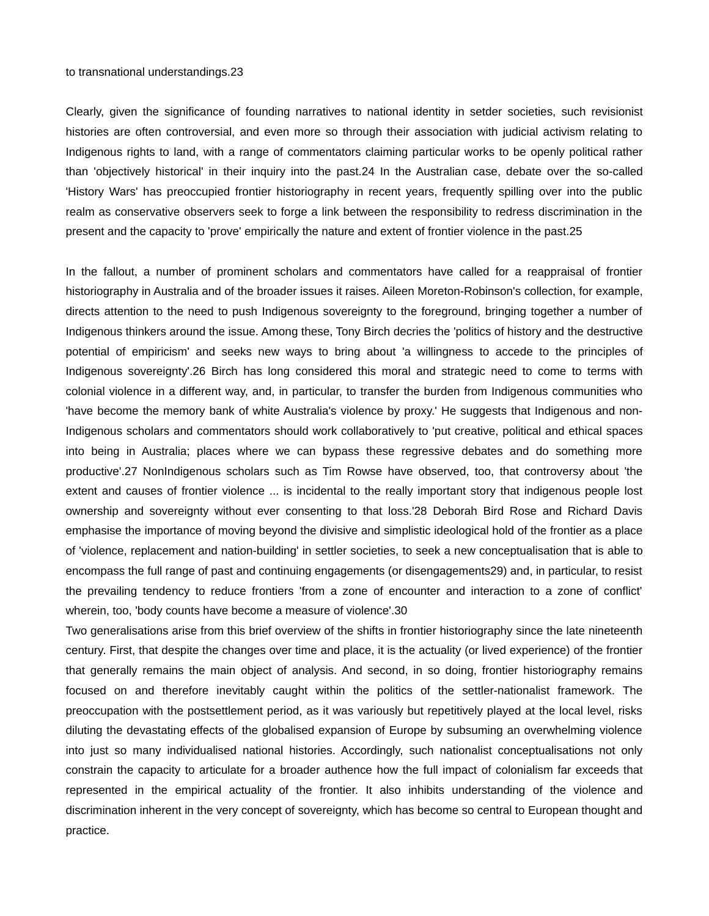to transnational understandings.[23]

Clearly, given the significance of founding narratives to national identity in setder societies, such revisionist histories are often controversial, and even more so through their association with judicial activism relating to Indigenous rights to land, with a range of commentators claiming particular works to be openly political rather than 'objectively historical' in their inquiry into the past.[24] In the Australian case, debate over the so-called 'History Wars' has preoccupied frontier historiography in recent years, frequently spilling over into the public realm as conservative observers seek to forge a link between the responsibility to redress discrimination in the present and the capacity to 'prove' empirically the nature and extent of frontier violence in the past.[25]

In the fallout, a number of prominent scholars and commentators have called for a reappraisal of frontier historiography in Australia and of the broader issues it raises. Aileen Moreton-Robinson's collection, for example, directs attention to the need to push Indigenous sovereignty to the foreground, bringing together a number of Indigenous thinkers around the issue. Among these, Tony Birch decries the 'politics of history and the destructive potential of empiricism' and seeks new ways to bring about 'a willingness to accede to the principles of Indigenous sovereignty'.[26] Birch has long considered this moral and strategic need to come to terms with colonial violence in a different way, and, in particular, to transfer the burden from Indigenous communities who 'have become the memory bank of white Australia's violence by proxy.' He suggests that Indigenous and non-Indigenous scholars and commentators should work collaboratively to 'put creative, political and ethical spaces into being in Australia; places where we can bypass these regressive debates and do something more productive'.[27] NonIndigenous scholars such as Tim Rowse have observed, too, that controversy about 'the extent and causes of frontier violence ... is incidental to the really important story that indigenous people lost ownership and sovereignty without ever consenting to that loss.'[28] Deborah Bird Rose and Richard Davis emphasise the importance of moving beyond the divisive and simplistic ideological hold of the frontier as a place of 'violence, replacement and nation-building' in settler societies, to seek a new conceptualisation that is able to encompass the full range of past and continuing engagements (or disengagements[29]) and, in particular, to resist the prevailing tendency to reduce frontiers 'from a zone of encounter and interaction to a zone of conflict' wherein, too, 'body counts have become a measure of violence'.[30]

Two generalisations arise from this brief overview of the shifts in frontier historiography since the late nineteenth century. First, that despite the changes over time and place, it is the actuality (or lived experience) of the frontier that generally remains the main object of analysis. And second, in so doing, frontier historiography remains focused on and therefore inevitably caught within the politics of the settler-nationalist framework. The preoccupation with the postsettlement period, as it was variously but repetitively played at the local level, risks diluting the devastating effects of the globalised expansion of Europe by subsuming an overwhelming violence into just so many individualised national histories. Accordingly, such nationalist conceptualisations not only constrain the capacity to articulate for a broader authence how the full impact of colonialism far exceeds that represented in the empirical actuality of the frontier. It also inhibits understanding of the violence and discrimination inherent in the very concept of sovereignty, which has become so central to European thought and practice.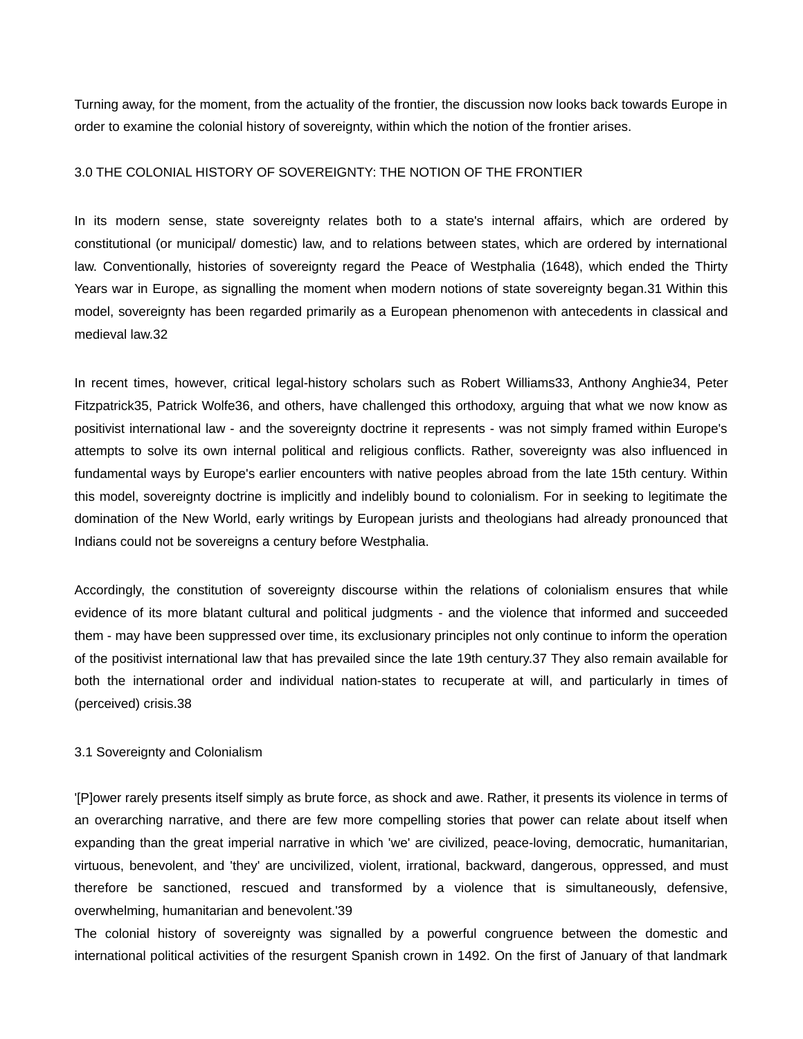Turning away, for the moment, from the actuality of the frontier, the discussion now looks back towards Europe in order to examine the colonial history of sovereignty, within which the notion of the frontier arises.

## 3.0 THE COLONIAL HISTORY OF SOVEREIGNTY: THE NOTION OF THE FRONTIER

In its modern sense, state sovereignty relates both to a state's internal affairs, which are ordered by constitutional (or municipal/ domestic) law, and to relations between states, which are ordered by international law. Conventionally, histories of sovereignty regard the Peace of Westphalia (1648), which ended the Thirty Years war in Europe, as signalling the moment when modern notions of state sovereignty began.[31] Within this model, sovereignty has been regarded primarily as a European phenomenon with antecedents in classical and medieval law.[32]

In recent times, however, critical legal-history scholars such as Robert Williams[33], Anthony Anghie[34], Peter Fitzpatrick[35], Patrick Wolfe[36], and others, have challenged this orthodoxy, arguing that what we now know as positivist international law - and the sovereignty doctrine it represents - was not simply framed within Europe's attempts to solve its own internal political and religious conflicts. Rather, sovereignty was also influenced in fundamental ways by Europe's earlier encounters with native peoples abroad from the late 15th century. Within this model, sovereignty doctrine is implicitly and indelibly bound to colonialism. For in seeking to legitimate the domination of the New World, early writings by European jurists and theologians had already pronounced that Indians could not be sovereigns a century before Westphalia.

Accordingly, the constitution of sovereignty discourse within the relations of colonialism ensures that while evidence of its more blatant cultural and political judgments - and the violence that informed and succeeded them - may have been suppressed over time, its exclusionary principles not only continue to inform the operation of the positivist international law that has prevailed since the late 19th century.[37] They also remain available for both the international order and individual nation-states to recuperate at will, and particularly in times of (perceived) crisis.[38]

### 3.1 Sovereignty and Colonialism

'[P]ower rarely presents itself simply as brute force, as shock and awe. Rather, it presents its violence in terms of an overarching narrative, and there are few more compelling stories that power can relate about itself when expanding than the great imperial narrative in which 'we' are civilized, peace-loving, democratic, humanitarian, virtuous, benevolent, and 'they' are uncivilized, violent, irrational, backward, dangerous, oppressed, and must therefore be sanctioned, rescued and transformed by a violence that is simultaneously, defensive, overwhelming, humanitarian and benevolent.'[39]

The colonial history of sovereignty was signalled by a powerful congruence between the domestic and international political activities of the resurgent Spanish crown in 1492. On the first of January of that landmark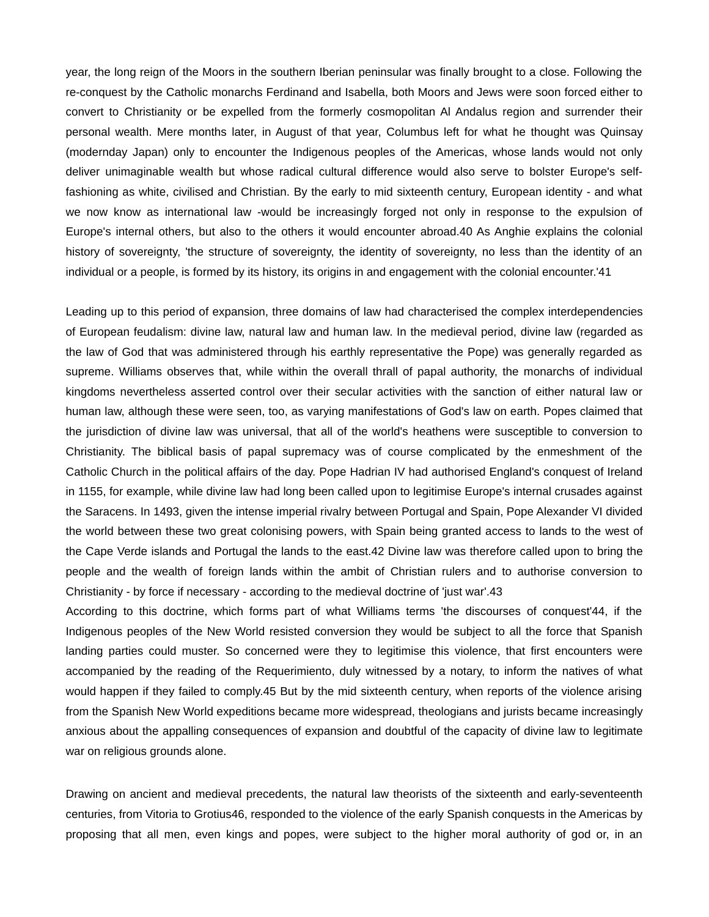year, the long reign of the Moors in the southern Iberian peninsular was finally brought to a close. Following the re-conquest by the Catholic monarchs Ferdinand and Isabella, both Moors and Jews were soon forced either to convert to Christianity or be expelled from the formerly cosmopolitan Al Andalus region and surrender their personal wealth. Mere months later, in August of that year, Columbus left for what he thought was Quinsay (modernday Japan) only to encounter the Indigenous peoples of the Americas, whose lands would not only deliver unimaginable wealth but whose radical cultural difference would also serve to bolster Europe's self-fashioning as white, civilised and Christian. By the early to mid sixteenth century, European identity - and what we now know as international law -would be increasingly forged not only in response to the expulsion of Europe's internal others, but also to the others it would encounter abroad.40 As Anghie explains the colonial history of sovereignty, 'the structure of sovereignty, the identity of sovereignty, no less than the identity of an individual or a people, is formed by its history, its origins in and engagement with the colonial encounter.'41

Leading up to this period of expansion, three domains of law had characterised the complex interdependencies of European feudalism: divine law, natural law and human law. In the medieval period, divine law (regarded as the law of God that was administered through his earthly representative the Pope) was generally regarded as supreme. Williams observes that, while within the overall thrall of papal authority, the monarchs of individual kingdoms nevertheless asserted control over their secular activities with the sanction of either natural law or human law, although these were seen, too, as varying manifestations of God's law on earth. Popes claimed that the jurisdiction of divine law was universal, that all of the world's heathens were susceptible to conversion to Christianity. The biblical basis of papal supremacy was of course complicated by the enmeshment of the Catholic Church in the political affairs of the day. Pope Hadrian IV had authorised England's conquest of Ireland in 1155, for example, while divine law had long been called upon to legitimise Europe's internal crusades against the Saracens. In 1493, given the intense imperial rivalry between Portugal and Spain, Pope Alexander VI divided the world between these two great colonising powers, with Spain being granted access to lands to the west of the Cape Verde islands and Portugal the lands to the east.42 Divine law was therefore called upon to bring the people and the wealth of foreign lands within the ambit of Christian rulers and to authorise conversion to Christianity - by force if necessary - according to the medieval doctrine of 'just war'.43

According to this doctrine, which forms part of what Williams terms 'the discourses of conquest'44, if the Indigenous peoples of the New World resisted conversion they would be subject to all the force that Spanish landing parties could muster. So concerned were they to legitimise this violence, that first encounters were accompanied by the reading of the Requerimiento, duly witnessed by a notary, to inform the natives of what would happen if they failed to comply.45 But by the mid sixteenth century, when reports of the violence arising from the Spanish New World expeditions became more widespread, theologians and jurists became increasingly anxious about the appalling consequences of expansion and doubtful of the capacity of divine law to legitimate war on religious grounds alone.

Drawing on ancient and medieval precedents, the natural law theorists of the sixteenth and early-seventeenth centuries, from Vitoria to Grotius46, responded to the violence of the early Spanish conquests in the Americas by proposing that all men, even kings and popes, were subject to the higher moral authority of god or, in an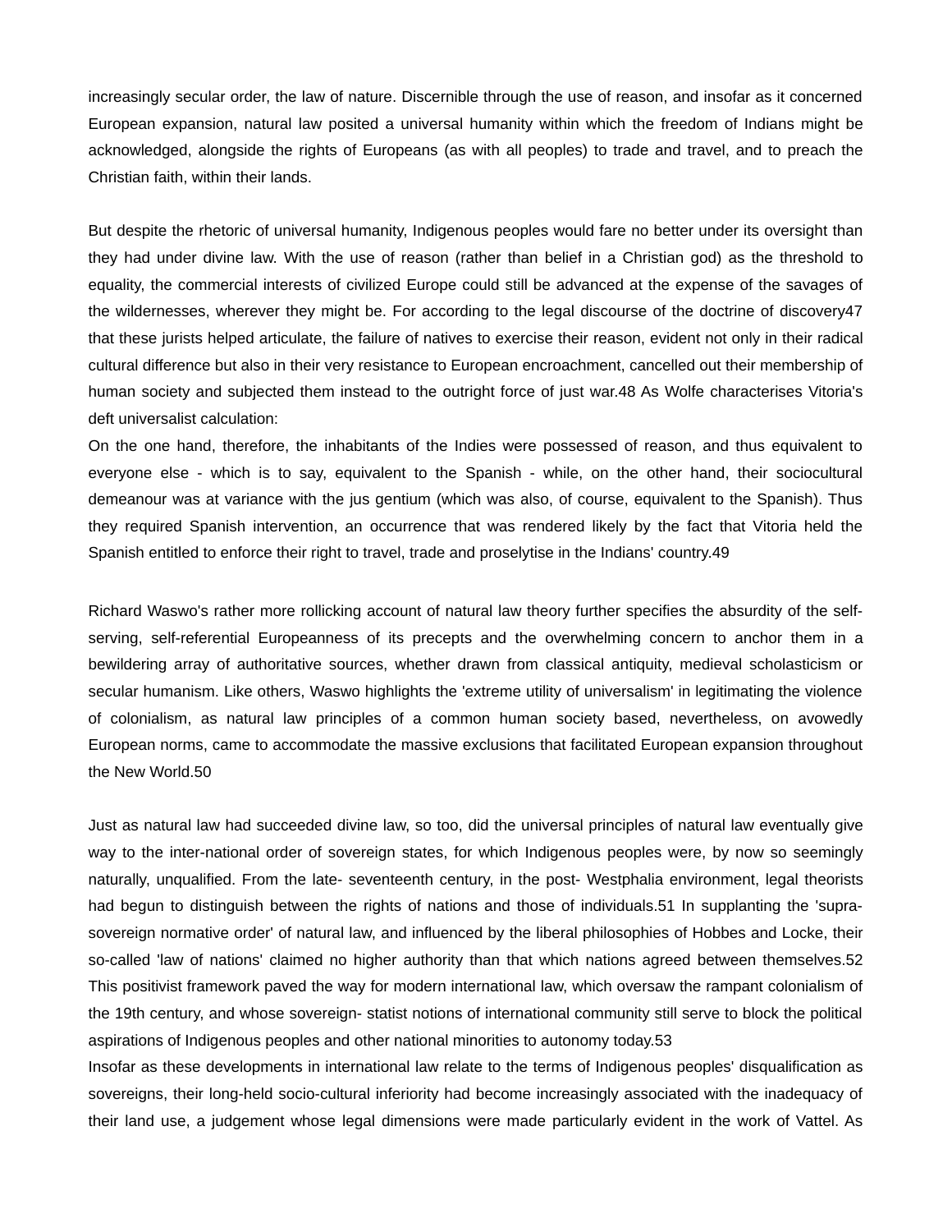increasingly secular order, the law of nature. Discernible through the use of reason, and insofar as it concerned European expansion, natural law posited a universal humanity within which the freedom of Indians might be acknowledged, alongside the rights of Europeans (as with all peoples) to trade and travel, and to preach the Christian faith, within their lands.

But despite the rhetoric of universal humanity, Indigenous peoples would fare no better under its oversight than they had under divine law. With the use of reason (rather than belief in a Christian god) as the threshold to equality, the commercial interests of civilized Europe could still be advanced at the expense of the savages of the wildernesses, wherever they might be. For according to the legal discourse of the doctrine of discovery47 that these jurists helped articulate, the failure of natives to exercise their reason, evident not only in their radical cultural difference but also in their very resistance to European encroachment, cancelled out their membership of human society and subjected them instead to the outright force of just war.48 As Wolfe characterises Vitoria's deft universalist calculation:

On the one hand, therefore, the inhabitants of the Indies were possessed of reason, and thus equivalent to everyone else - which is to say, equivalent to the Spanish - while, on the other hand, their sociocultural demeanour was at variance with the jus gentium (which was also, of course, equivalent to the Spanish). Thus they required Spanish intervention, an occurrence that was rendered likely by the fact that Vitoria held the Spanish entitled to enforce their right to travel, trade and proselytise in the Indians' country.49

Richard Waswo's rather more rollicking account of natural law theory further specifies the absurdity of the self-serving, self-referential Europeanness of its precepts and the overwhelming concern to anchor them in a bewildering array of authoritative sources, whether drawn from classical antiquity, medieval scholasticism or secular humanism. Like others, Waswo highlights the 'extreme utility of universalism' in legitimating the violence of colonialism, as natural law principles of a common human society based, nevertheless, on avowedly European norms, came to accommodate the massive exclusions that facilitated European expansion throughout the New World.50

Just as natural law had succeeded divine law, so too, did the universal principles of natural law eventually give way to the inter-national order of sovereign states, for which Indigenous peoples were, by now so seemingly naturally, unqualified. From the late- seventeenth century, in the post- Westphalia environment, legal theorists had begun to distinguish between the rights of nations and those of individuals.51 In supplanting the 'supra-sovereign normative order' of natural law, and influenced by the liberal philosophies of Hobbes and Locke, their so-called 'law of nations' claimed no higher authority than that which nations agreed between themselves.52 This positivist framework paved the way for modern international law, which oversaw the rampant colonialism of the 19th century, and whose sovereign- statist notions of international community still serve to block the political aspirations of Indigenous peoples and other national minorities to autonomy today.53

Insofar as these developments in international law relate to the terms of Indigenous peoples' disqualification as sovereigns, their long-held socio-cultural inferiority had become increasingly associated with the inadequacy of their land use, a judgement whose legal dimensions were made particularly evident in the work of Vattel. As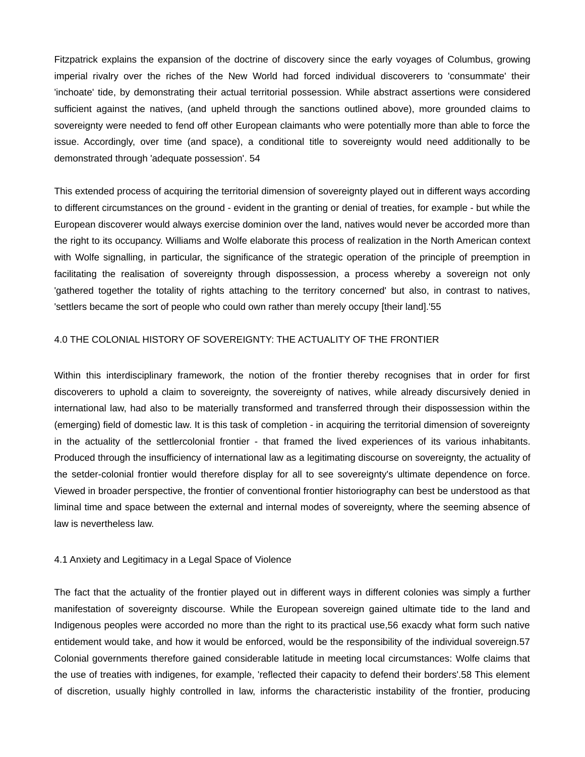Fitzpatrick explains the expansion of the doctrine of discovery since the early voyages of Columbus, growing imperial rivalry over the riches of the New World had forced individual discoverers to 'consummate' their 'inchoate' tide, by demonstrating their actual territorial possession. While abstract assertions were considered sufficient against the natives, (and upheld through the sanctions outlined above), more grounded claims to sovereignty were needed to fend off other European claimants who were potentially more than able to force the issue. Accordingly, over time (and space), a conditional title to sovereignty would need additionally to be demonstrated through 'adequate possession'. 54

This extended process of acquiring the territorial dimension of sovereignty played out in different ways according to different circumstances on the ground - evident in the granting or denial of treaties, for example - but while the European discoverer would always exercise dominion over the land, natives would never be accorded more than the right to its occupancy. Williams and Wolfe elaborate this process of realization in the North American context with Wolfe signalling, in particular, the significance of the strategic operation of the principle of preemption in facilitating the realisation of sovereignty through dispossession, a process whereby a sovereign not only 'gathered together the totality of rights attaching to the territory concerned' but also, in contrast to natives, 'settlers became the sort of people who could own rather than merely occupy [their land].'55

## 4.0 THE COLONIAL HISTORY OF SOVEREIGNTY: THE ACTUALITY OF THE FRONTIER

Within this interdisciplinary framework, the notion of the frontier thereby recognises that in order for first discoverers to uphold a claim to sovereignty, the sovereignty of natives, while already discursively denied in international law, had also to be materially transformed and transferred through their dispossession within the (emerging) field of domestic law. It is this task of completion - in acquiring the territorial dimension of sovereignty in the actuality of the settlercolonial frontier - that framed the lived experiences of its various inhabitants. Produced through the insufficiency of international law as a legitimating discourse on sovereignty, the actuality of the setder-colonial frontier would therefore display for all to see sovereignty's ultimate dependence on force. Viewed in broader perspective, the frontier of conventional frontier historiography can best be understood as that liminal time and space between the external and internal modes of sovereignty, where the seeming absence of law is nevertheless law.

### 4.1 Anxiety and Legitimacy in a Legal Space of Violence

The fact that the actuality of the frontier played out in different ways in different colonies was simply a further manifestation of sovereignty discourse. While the European sovereign gained ultimate tide to the land and Indigenous peoples were accorded no more than the right to its practical use,56 exacdy what form such native entidement would take, and how it would be enforced, would be the responsibility of the individual sovereign.57 Colonial governments therefore gained considerable latitude in meeting local circumstances: Wolfe claims that the use of treaties with indigenes, for example, 'reflected their capacity to defend their borders'.58 This element of discretion, usually highly controlled in law, informs the characteristic instability of the frontier, producing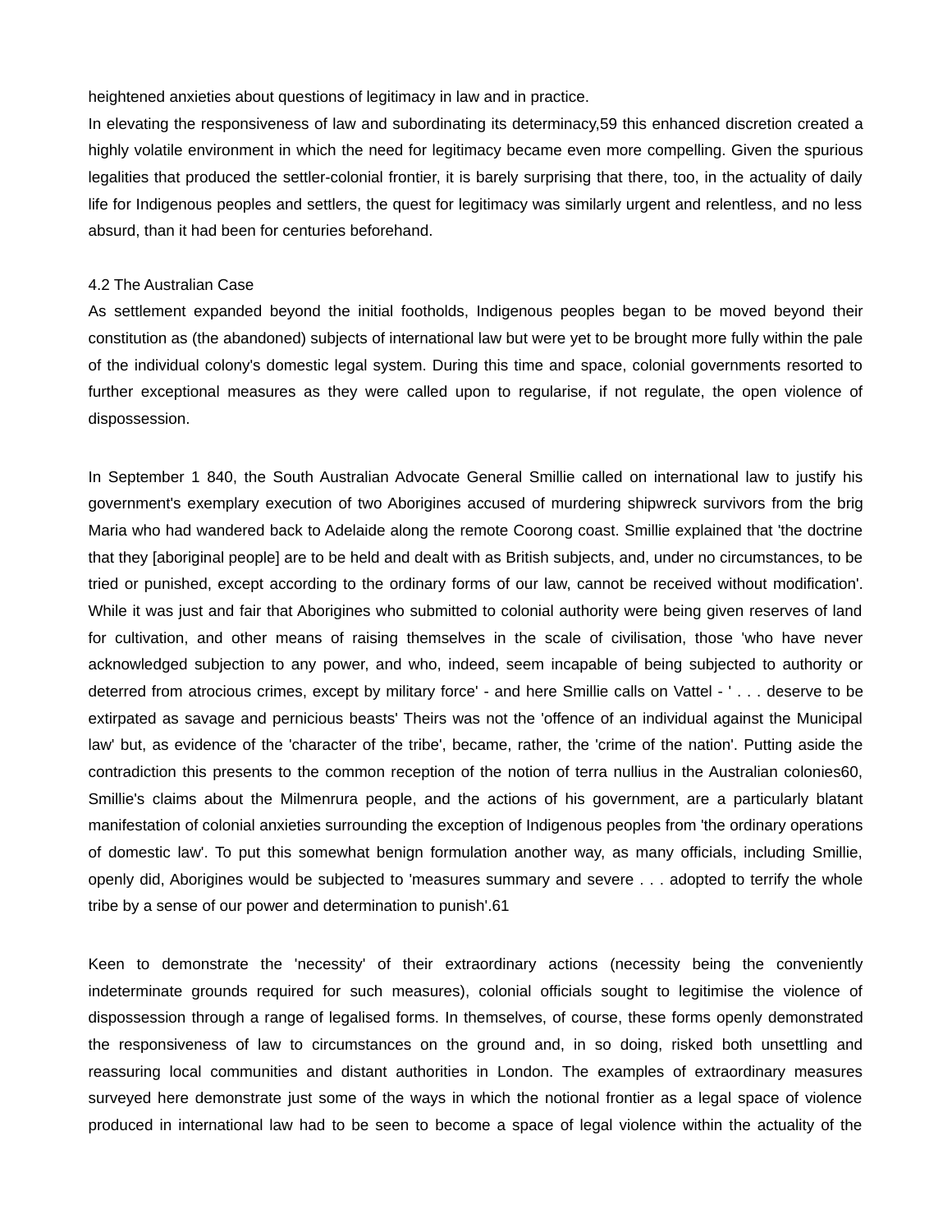heightened anxieties about questions of legitimacy in law and in practice.

In elevating the responsiveness of law and subordinating its determinacy,[59] this enhanced discretion created a highly volatile environment in which the need for legitimacy became even more compelling. Given the spurious legalities that produced the settler-colonial frontier, it is barely surprising that there, too, in the actuality of daily life for Indigenous peoples and settlers, the quest for legitimacy was similarly urgent and relentless, and no less absurd, than it had been for centuries beforehand.

## 4.2 The Australian Case

As settlement expanded beyond the initial footholds, Indigenous peoples began to be moved beyond their constitution as (the abandoned) subjects of international law but were yet to be brought more fully within the pale of the individual colony's domestic legal system. During this time and space, colonial governments resorted to further exceptional measures as they were called upon to regularise, if not regulate, the open violence of dispossession.

In September 1 840, the South Australian Advocate General Smillie called on international law to justify his government's exemplary execution of two Aborigines accused of murdering shipwreck survivors from the brig Maria who had wandered back to Adelaide along the remote Coorong coast. Smillie explained that 'the doctrine that they [aboriginal people] are to be held and dealt with as British subjects, and, under no circumstances, to be tried or punished, except according to the ordinary forms of our law, cannot be received without modification'. While it was just and fair that Aborigines who submitted to colonial authority were being given reserves of land for cultivation, and other means of raising themselves in the scale of civilisation, those 'who have never acknowledged subjection to any power, and who, indeed, seem incapable of being subjected to authority or deterred from atrocious crimes, except by military force' - and here Smillie calls on Vattel - ' . . . deserve to be extirpated as savage and pernicious beasts' Theirs was not the 'offence of an individual against the Municipal law' but, as evidence of the 'character of the tribe', became, rather, the 'crime of the nation'. Putting aside the contradiction this presents to the common reception of the notion of terra nullius in the Australian colonies[60], Smillie's claims about the Milmenrura people, and the actions of his government, are a particularly blatant manifestation of colonial anxieties surrounding the exception of Indigenous peoples from 'the ordinary operations of domestic law'. To put this somewhat benign formulation another way, as many officials, including Smillie, openly did, Aborigines would be subjected to 'measures summary and severe . . . adopted to terrify the whole tribe by a sense of our power and determination to punish'.[61]

Keen to demonstrate the 'necessity' of their extraordinary actions (necessity being the conveniently indeterminate grounds required for such measures), colonial officials sought to legitimise the violence of dispossession through a range of legalised forms. In themselves, of course, these forms openly demonstrated the responsiveness of law to circumstances on the ground and, in so doing, risked both unsettling and reassuring local communities and distant authorities in London. The examples of extraordinary measures surveyed here demonstrate just some of the ways in which the notional frontier as a legal space of violence produced in international law had to be seen to become a space of legal violence within the actuality of the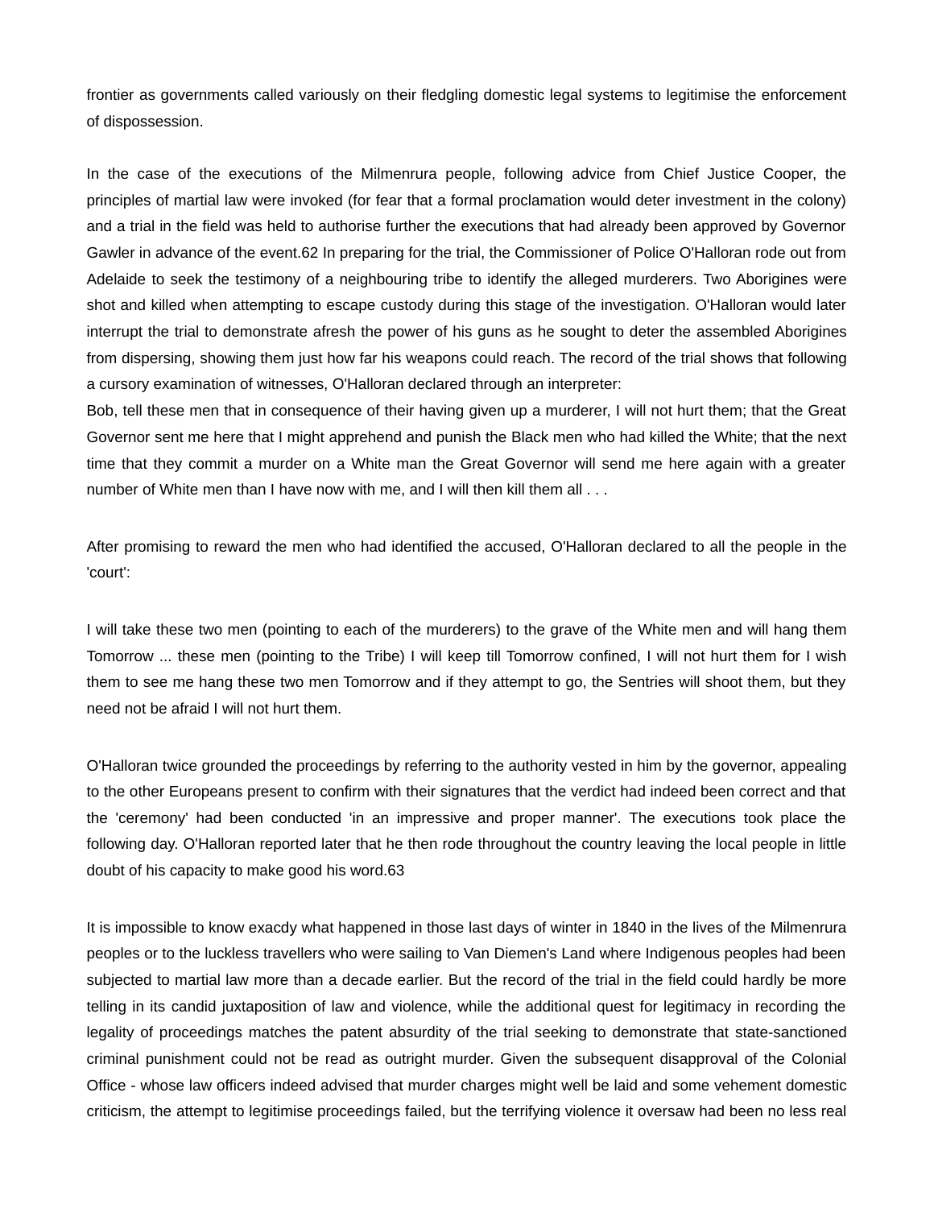frontier as governments called variously on their fledgling domestic legal systems to legitimise the enforcement of dispossession.

In the case of the executions of the Milmenrura people, following advice from Chief Justice Cooper, the principles of martial law were invoked (for fear that a formal proclamation would deter investment in the colony) and a trial in the field was held to authorise further the executions that had already been approved by Governor Gawler in advance of the event.62 In preparing for the trial, the Commissioner of Police O'Halloran rode out from Adelaide to seek the testimony of a neighbouring tribe to identify the alleged murderers. Two Aborigines were shot and killed when attempting to escape custody during this stage of the investigation. O'Halloran would later interrupt the trial to demonstrate afresh the power of his guns as he sought to deter the assembled Aborigines from dispersing, showing them just how far his weapons could reach. The record of the trial shows that following a cursory examination of witnesses, O'Halloran declared through an interpreter:

Bob, tell these men that in consequence of their having given up a murderer, I will not hurt them; that the Great Governor sent me here that I might apprehend and punish the Black men who had killed the White; that the next time that they commit a murder on a White man the Great Governor will send me here again with a greater number of White men than I have now with me, and I will then kill them all . . .

After promising to reward the men who had identified the accused, O'Halloran declared to all the people in the 'court':

I will take these two men (pointing to each of the murderers) to the grave of the White men and will hang them Tomorrow ... these men (pointing to the Tribe) I will keep till Tomorrow confined, I will not hurt them for I wish them to see me hang these two men Tomorrow and if they attempt to go, the Sentries will shoot them, but they need not be afraid I will not hurt them.

O'Halloran twice grounded the proceedings by referring to the authority vested in him by the governor, appealing to the other Europeans present to confirm with their signatures that the verdict had indeed been correct and that the 'ceremony' had been conducted 'in an impressive and proper manner'. The executions took place the following day. O'Halloran reported later that he then rode throughout the country leaving the local people in little doubt of his capacity to make good his word.63

It is impossible to know exacdy what happened in those last days of winter in 1840 in the lives of the Milmenrura peoples or to the luckless travellers who were sailing to Van Diemen's Land where Indigenous peoples had been subjected to martial law more than a decade earlier. But the record of the trial in the field could hardly be more telling in its candid juxtaposition of law and violence, while the additional quest for legitimacy in recording the legality of proceedings matches the patent absurdity of the trial seeking to demonstrate that state-sanctioned criminal punishment could not be read as outright murder. Given the subsequent disapproval of the Colonial Office - whose law officers indeed advised that murder charges might well be laid and some vehement domestic criticism, the attempt to legitimise proceedings failed, but the terrifying violence it oversaw had been no less real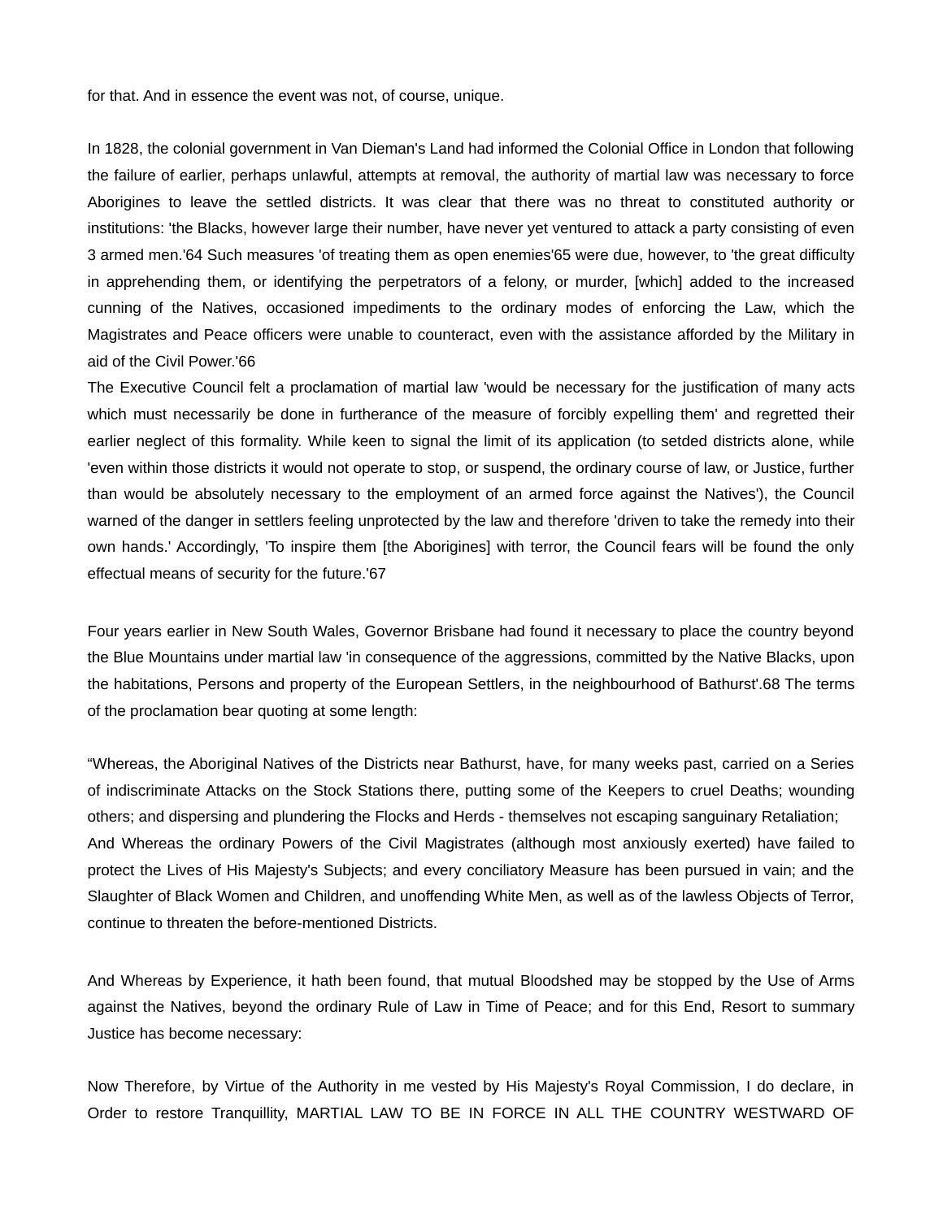for that. And in essence the event was not, of course, unique.

In 1828, the colonial government in Van Dieman's Land had informed the Colonial Office in London that following the failure of earlier, perhaps unlawful, attempts at removal, the authority of martial law was necessary to force Aborigines to leave the settled districts. It was clear that there was no threat to constituted authority or institutions: 'the Blacks, however large their number, have never yet ventured to attack a party consisting of even 3 armed men.'64 Such measures 'of treating them as open enemies'65 were due, however, to 'the great difficulty in apprehending them, or identifying the perpetrators of a felony, or murder, [which] added to the increased cunning of the Natives, occasioned impediments to the ordinary modes of enforcing the Law, which the Magistrates and Peace officers were unable to counteract, even with the assistance afforded by the Military in aid of the Civil Power.'66

The Executive Council felt a proclamation of martial law 'would be necessary for the justification of many acts which must necessarily be done in furtherance of the measure of forcibly expelling them' and regretted their earlier neglect of this formality. While keen to signal the limit of its application (to setded districts alone, while 'even within those districts it would not operate to stop, or suspend, the ordinary course of law, or Justice, further than would be absolutely necessary to the employment of an armed force against the Natives'), the Council warned of the danger in settlers feeling unprotected by the law and therefore 'driven to take the remedy into their own hands.' Accordingly, 'To inspire them [the Aborigines] with terror, the Council fears will be found the only effectual means of security for the future.'67

Four years earlier in New South Wales, Governor Brisbane had found it necessary to place the country beyond the Blue Mountains under martial law 'in consequence of the aggressions, committed by the Native Blacks, upon the habitations, Persons and property of the European Settlers, in the neighbourhood of Bathurst'.68 The terms of the proclamation bear quoting at some length:

“Whereas, the Aboriginal Natives of the Districts near Bathurst, have, for many weeks past, carried on a Series of indiscriminate Attacks on the Stock Stations there, putting some of the Keepers to cruel Deaths; wounding others; and dispersing and plundering the Flocks and Herds - themselves not escaping sanguinary Retaliation;

And Whereas the ordinary Powers of the Civil Magistrates (although most anxiously exerted) have failed to protect the Lives of His Majesty's Subjects; and every conciliatory Measure has been pursued in vain; and the Slaughter of Black Women and Children, and unoffending White Men, as well as of the lawless Objects of Terror, continue to threaten the before-mentioned Districts.

And Whereas by Experience, it hath been found, that mutual Bloodshed may be stopped by the Use of Arms against the Natives, beyond the ordinary Rule of Law in Time of Peace; and for this End, Resort to summary Justice has become necessary:

Now Therefore, by Virtue of the Authority in me vested by His Majesty's Royal Commission, I do declare, in Order to restore Tranquillity, MARTIAL LAW TO BE IN FORCE IN ALL THE COUNTRY WESTWARD OF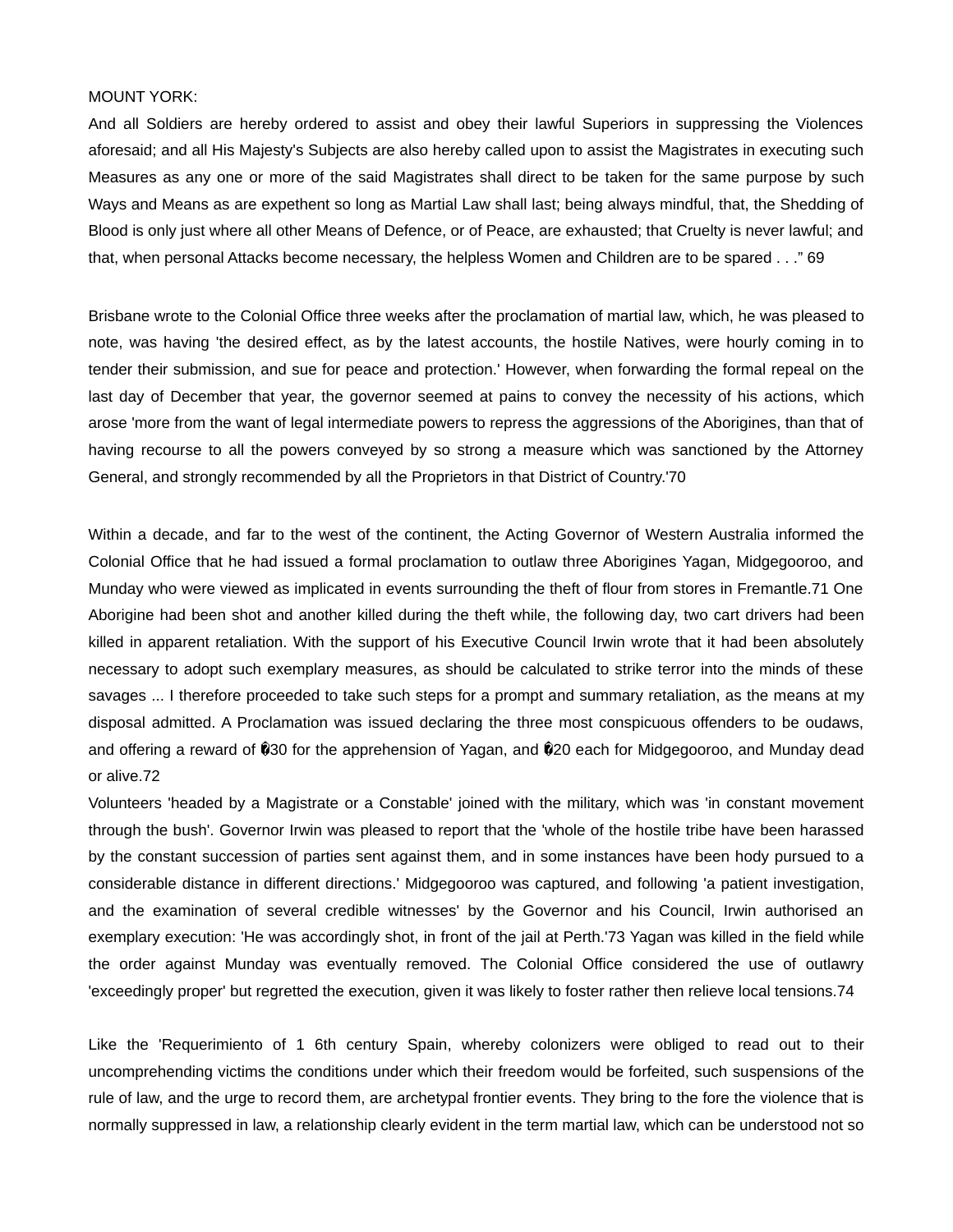MOUNT YORK:

And all Soldiers are hereby ordered to assist and obey their lawful Superiors in suppressing the Violences aforesaid; and all His Majesty's Subjects are also hereby called upon to assist the Magistrates in executing such Measures as any one or more of the said Magistrates shall direct to be taken for the same purpose by such Ways and Means as are expethent so long as Martial Law shall last; being always mindful, that, the Shedding of Blood is only just where all other Means of Defence, or of Peace, are exhausted; that Cruelty is never lawful; and that, when personal Attacks become necessary, the helpless Women and Children are to be spared . . ." 69

Brisbane wrote to the Colonial Office three weeks after the proclamation of martial law, which, he was pleased to note, was having 'the desired effect, as by the latest accounts, the hostile Natives, were hourly coming in to tender their submission, and sue for peace and protection.' However, when forwarding the formal repeal on the last day of December that year, the governor seemed at pains to convey the necessity of his actions, which arose 'more from the want of legal intermediate powers to repress the aggressions of the Aborigines, than that of having recourse to all the powers conveyed by so strong a measure which was sanctioned by the Attorney General, and strongly recommended by all the Proprietors in that District of Country.'70

Within a decade, and far to the west of the continent, the Acting Governor of Western Australia informed the Colonial Office that he had issued a formal proclamation to outlaw three Aborigines Yagan, Midgegooroo, and Munday who were viewed as implicated in events surrounding the theft of flour from stores in Fremantle.71 One Aborigine had been shot and another killed during the theft while, the following day, two cart drivers had been killed in apparent retaliation. With the support of his Executive Council Irwin wrote that it had been absolutely necessary to adopt such exemplary measures, as should be calculated to strike terror into the minds of these savages ... I therefore proceeded to take such steps for a prompt and summary retaliation, as the means at my disposal admitted. A Proclamation was issued declaring the three most conspicuous offenders to be oudaws, and offering a reward of �30 for the apprehension of Yagan, and �20 each for Midgegooroo, and Munday dead or alive.72

Volunteers 'headed by a Magistrate or a Constable' joined with the military, which was 'in constant movement through the bush'. Governor Irwin was pleased to report that the 'whole of the hostile tribe have been harassed by the constant succession of parties sent against them, and in some instances have been hody pursued to a considerable distance in different directions.' Midgegooroo was captured, and following 'a patient investigation, and the examination of several credible witnesses' by the Governor and his Council, Irwin authorised an exemplary execution: 'He was accordingly shot, in front of the jail at Perth.'73 Yagan was killed in the field while the order against Munday was eventually removed. The Colonial Office considered the use of outlawry 'exceedingly proper' but regretted the execution, given it was likely to foster rather then relieve local tensions.74

Like the 'Requerimiento of 1 6th century Spain, whereby colonizers were obliged to read out to their uncomprehending victims the conditions under which their freedom would be forfeited, such suspensions of the rule of law, and the urge to record them, are archetypal frontier events. They bring to the fore the violence that is normally suppressed in law, a relationship clearly evident in the term martial law, which can be understood not so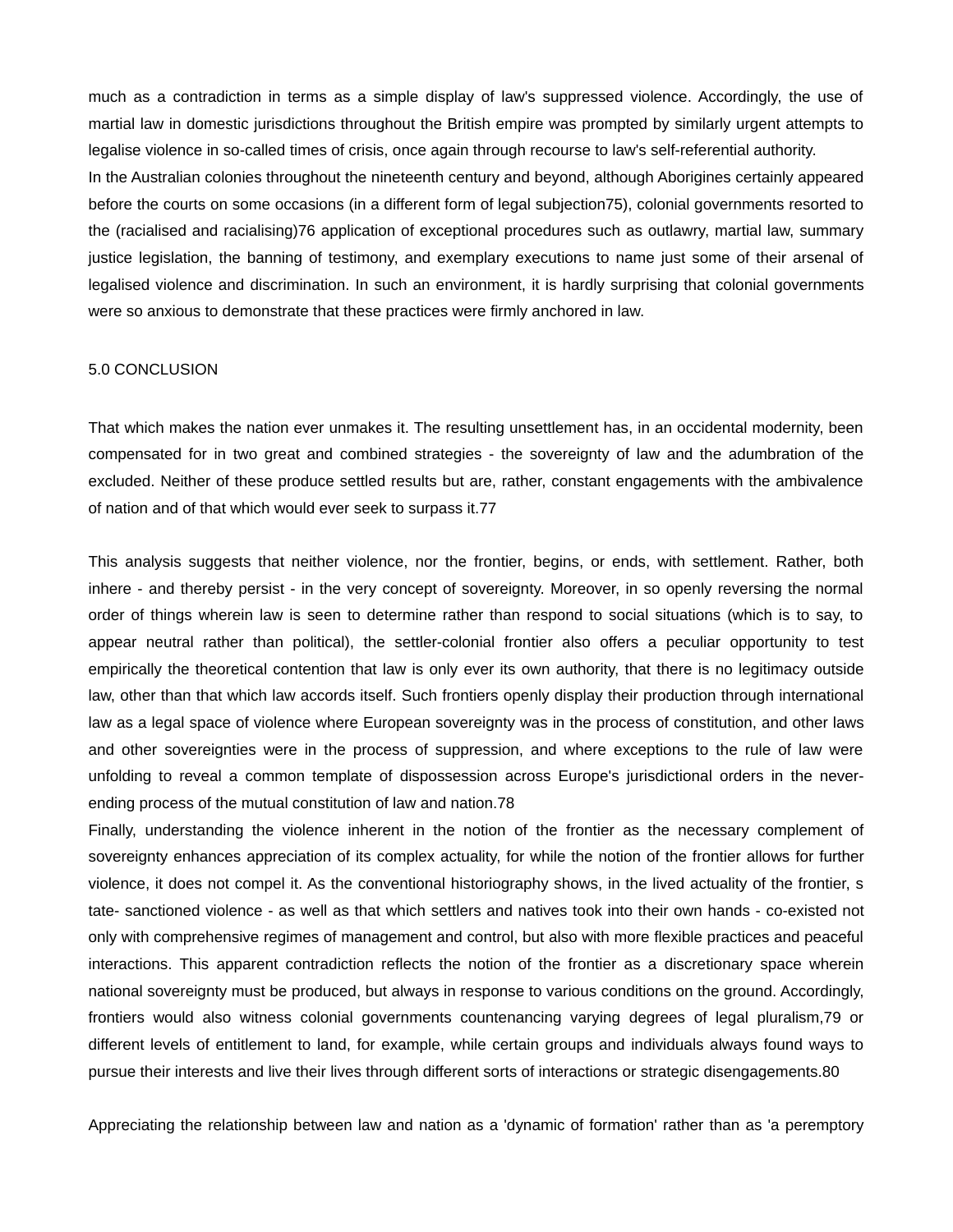much as a contradiction in terms as a simple display of law's suppressed violence. Accordingly, the use of martial law in domestic jurisdictions throughout the British empire was prompted by similarly urgent attempts to legalise violence in so-called times of crisis, once again through recourse to law's self-referential authority.

In the Australian colonies throughout the nineteenth century and beyond, although Aborigines certainly appeared before the courts on some occasions (in a different form of legal subjection[75]), colonial governments resorted to the (racialised and racialising)[76] application of exceptional procedures such as outlawry, martial law, summary justice legislation, the banning of testimony, and exemplary executions to name just some of their arsenal of legalised violence and discrimination. In such an environment, it is hardly surprising that colonial governments were so anxious to demonstrate that these practices were firmly anchored in law.

## 5.0 CONCLUSION

That which makes the nation ever unmakes it. The resulting unsettlement has, in an occidental modernity, been compensated for in two great and combined strategies - the sovereignty of law and the adumbration of the excluded. Neither of these produce settled results but are, rather, constant engagements with the ambivalence of nation and of that which would ever seek to surpass it.[77]

This analysis suggests that neither violence, nor the frontier, begins, or ends, with settlement. Rather, both inhere - and thereby persist - in the very concept of sovereignty. Moreover, in so openly reversing the normal order of things wherein law is seen to determine rather than respond to social situations (which is to say, to appear neutral rather than political), the settler-colonial frontier also offers a peculiar opportunity to test empirically the theoretical contention that law is only ever its own authority, that there is no legitimacy outside law, other than that which law accords itself. Such frontiers openly display their production through international law as a legal space of violence where European sovereignty was in the process of constitution, and other laws and other sovereignties were in the process of suppression, and where exceptions to the rule of law were unfolding to reveal a common template of dispossession across Europe's jurisdictional orders in the never-ending process of the mutual constitution of law and nation.[78]

Finally, understanding the violence inherent in the notion of the frontier as the necessary complement of sovereignty enhances appreciation of its complex actuality, for while the notion of the frontier allows for further violence, it does not compel it. As the conventional historiography shows, in the lived actuality of the frontier, state- sanctioned violence - as well as that which settlers and natives took into their own hands - co-existed not only with comprehensive regimes of management and control, but also with more flexible practices and peaceful interactions. This apparent contradiction reflects the notion of the frontier as a discretionary space wherein national sovereignty must be produced, but always in response to various conditions on the ground. Accordingly, frontiers would also witness colonial governments countenancing varying degrees of legal pluralism,[79] or different levels of entitlement to land, for example, while certain groups and individuals always found ways to pursue their interests and live their lives through different sorts of interactions or strategic disengagements.[80]

Appreciating the relationship between law and nation as a 'dynamic of formation' rather than as 'a peremptory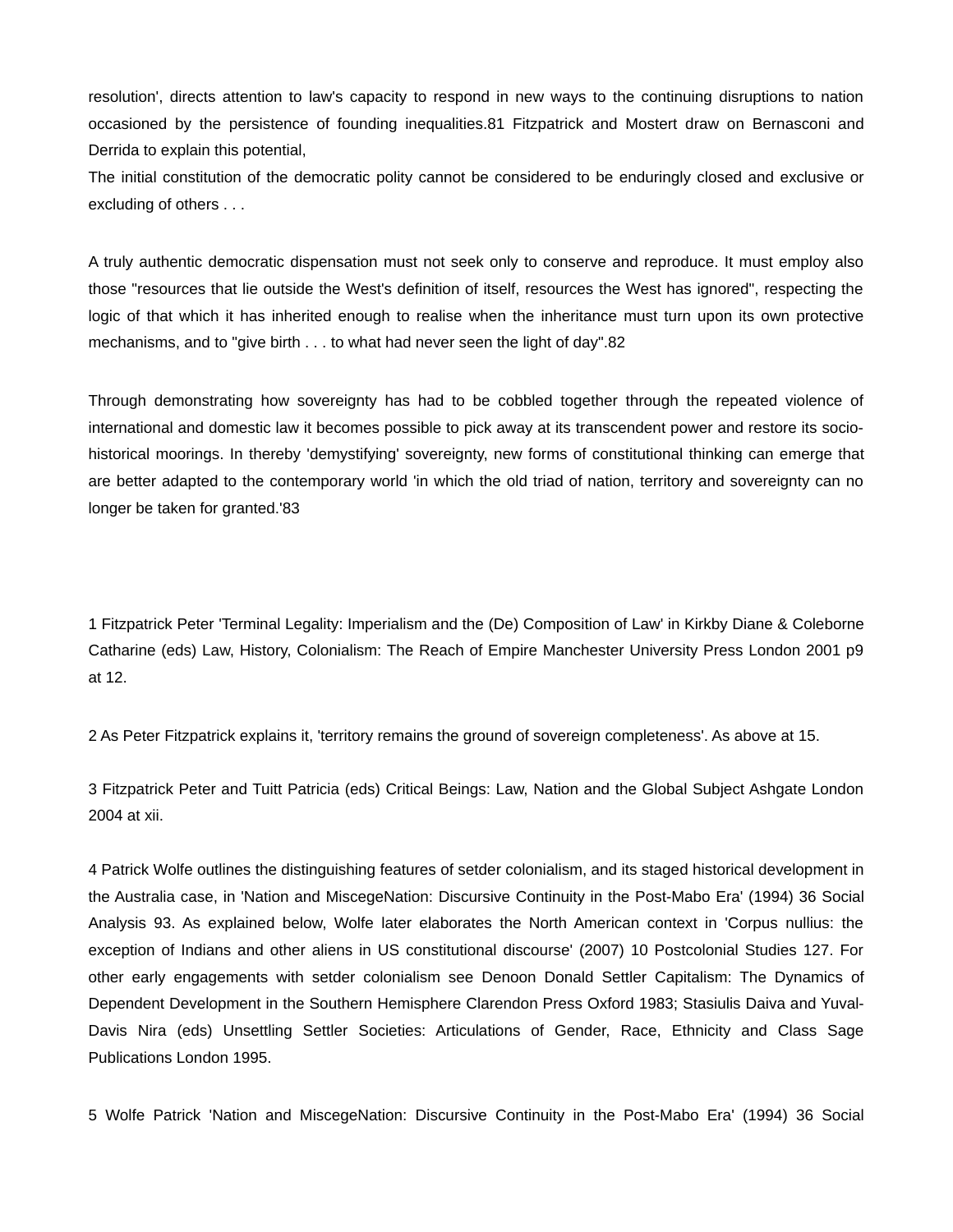resolution', directs attention to law's capacity to respond in new ways to the continuing disruptions to nation occasioned by the persistence of founding inequalities.81 Fitzpatrick and Mostert draw on Bernasconi and Derrida to explain this potential,

The initial constitution of the democratic polity cannot be considered to be enduringly closed and exclusive or excluding of others . . .

A truly authentic democratic dispensation must not seek only to conserve and reproduce. It must employ also those "resources that lie outside the West's definition of itself, resources the West has ignored", respecting the logic of that which it has inherited enough to realise when the inheritance must turn upon its own protective mechanisms, and to "give birth . . . to what had never seen the light of day".82

Through demonstrating how sovereignty has had to be cobbled together through the repeated violence of international and domestic law it becomes possible to pick away at its transcendent power and restore its socio-historical moorings. In thereby 'demystifying' sovereignty, new forms of constitutional thinking can emerge that are better adapted to the contemporary world 'in which the old triad of nation, territory and sovereignty can no longer be taken for granted.'83

1 Fitzpatrick Peter 'Terminal Legality: Imperialism and the (De) Composition of Law' in Kirkby Diane & Coleborne Catharine (eds) Law, History, Colonialism: The Reach of Empire Manchester University Press London 2001 p9 at 12.

2 As Peter Fitzpatrick explains it, 'territory remains the ground of sovereign completeness'. As above at 15.

3 Fitzpatrick Peter and Tuitt Patricia (eds) Critical Beings: Law, Nation and the Global Subject Ashgate London 2004 at xii.

4 Patrick Wolfe outlines the distinguishing features of setder colonialism, and its staged historical development in the Australia case, in 'Nation and MiscegeNation: Discursive Continuity in the Post-Mabo Era' (1994) 36 Social Analysis 93. As explained below, Wolfe later elaborates the North American context in 'Corpus nullius: the exception of Indians and other aliens in US constitutional discourse' (2007) 10 Postcolonial Studies 127. For other early engagements with setder colonialism see Denoon Donald Settler Capitalism: The Dynamics of Dependent Development in the Southern Hemisphere Clarendon Press Oxford 1983; Stasiulis Daiva and Yuval-Davis Nira (eds) Unsettling Settler Societies: Articulations of Gender, Race, Ethnicity and Class Sage Publications London 1995.

5 Wolfe Patrick 'Nation and MiscegeNation: Discursive Continuity in the Post-Mabo Era' (1994) 36 Social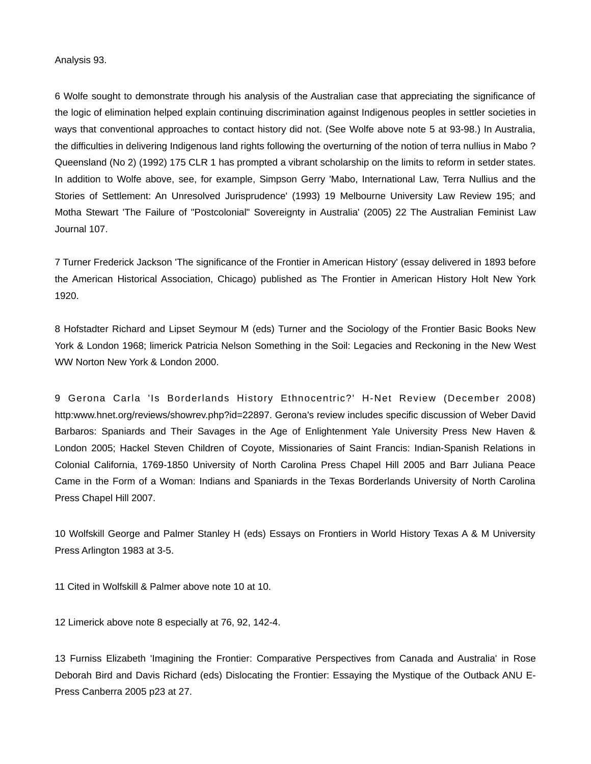Analysis 93.

6 Wolfe sought to demonstrate through his analysis of the Australian case that appreciating the significance of the logic of elimination helped explain continuing discrimination against Indigenous peoples in settler societies in ways that conventional approaches to contact history did not. (See Wolfe above note 5 at 93-98.) In Australia, the difficulties in delivering Indigenous land rights following the overturning of the notion of terra nullius in Mabo ? Queensland (No 2) (1992) 175 CLR 1 has prompted a vibrant scholarship on the limits to reform in setder states. In addition to Wolfe above, see, for example, Simpson Gerry 'Mabo, International Law, Terra Nullius and the Stories of Settlement: An Unresolved Jurisprudence' (1993) 19 Melbourne University Law Review 195; and Motha Stewart 'The Failure of "Postcolonial" Sovereignty in Australia' (2005) 22 The Australian Feminist Law Journal 107.

7 Turner Frederick Jackson 'The significance of the Frontier in American History' (essay delivered in 1893 before the American Historical Association, Chicago) published as The Frontier in American History Holt New York 1920.

8 Hofstadter Richard and Lipset Seymour M (eds) Turner and the Sociology of the Frontier Basic Books New York & London 1968; limerick Patricia Nelson Something in the Soil: Legacies and Reckoning in the New West WW Norton New York & London 2000.

9 Gerona Carla 'Is Borderlands History Ethnocentric?' H-Net Review (December 2008) http:www.hnet.org/reviews/showrev.php?id=22897. Gerona's review includes specific discussion of Weber David Barbaros: Spaniards and Their Savages in the Age of Enlightenment Yale University Press New Haven & London 2005; Hackel Steven Children of Coyote, Missionaries of Saint Francis: Indian-Spanish Relations in Colonial California, 1769-1850 University of North Carolina Press Chapel Hill 2005 and Barr Juliana Peace Came in the Form of a Woman: Indians and Spaniards in the Texas Borderlands University of North Carolina Press Chapel Hill 2007.

10 Wolfskill George and Palmer Stanley H (eds) Essays on Frontiers in World History Texas A & M University Press Arlington 1983 at 3-5.

11 Cited in Wolfskill & Palmer above note 10 at 10.

12 Limerick above note 8 especially at 76, 92, 142-4.

13 Furniss Elizabeth 'Imagining the Frontier: Comparative Perspectives from Canada and Australia' in Rose Deborah Bird and Davis Richard (eds) Dislocating the Frontier: Essaying the Mystique of the Outback ANU E-Press Canberra 2005 p23 at 27.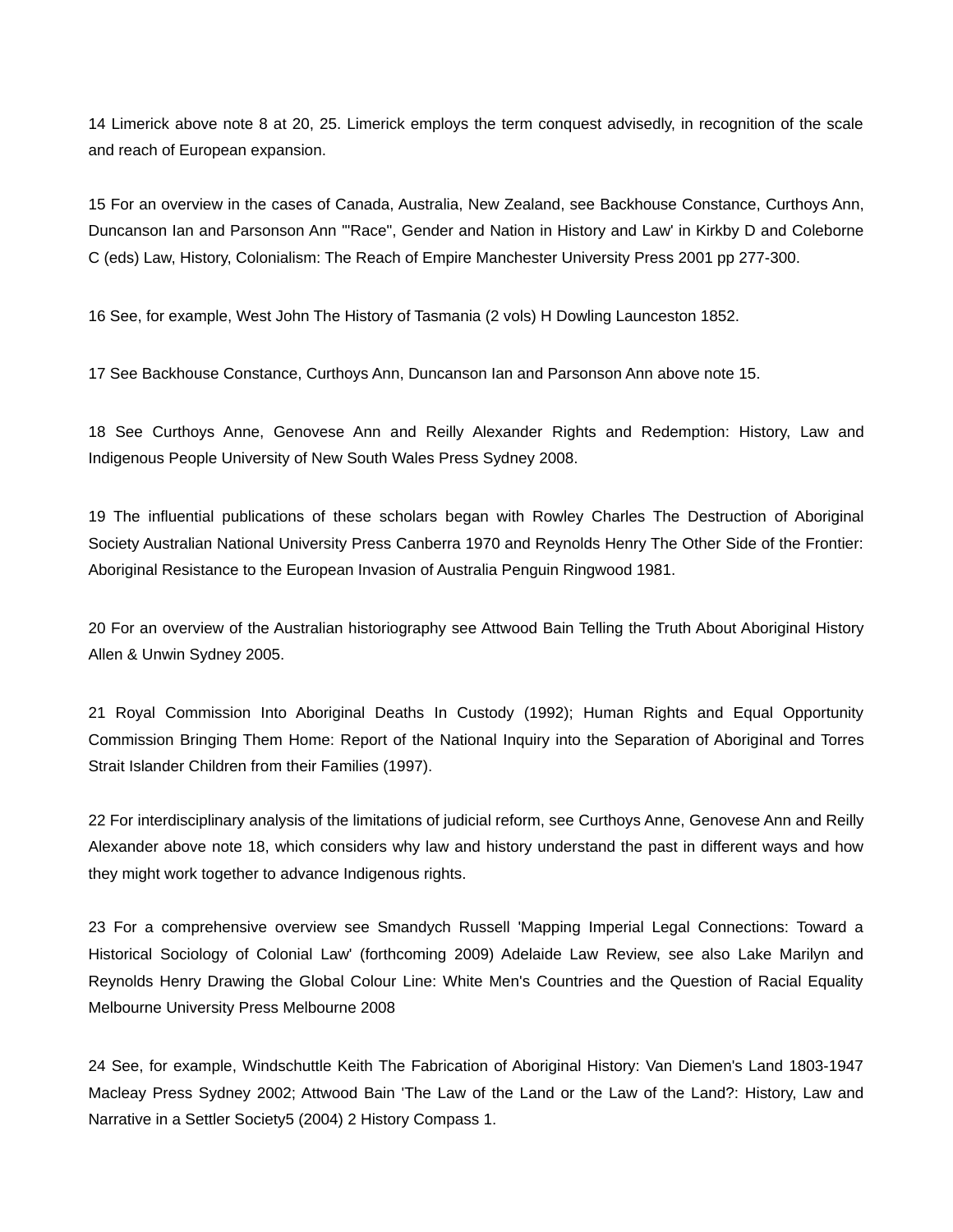14 Limerick above note 8 at 20, 25. Limerick employs the term conquest advisedly, in recognition of the scale and reach of European expansion.

15 For an overview in the cases of Canada, Australia, New Zealand, see Backhouse Constance, Curthoys Ann, Duncanson Ian and Parsonson Ann '"Race", Gender and Nation in History and Law' in Kirkby D and Coleborne C (eds) Law, History, Colonialism: The Reach of Empire Manchester University Press 2001 pp 277-300.

16 See, for example, West John The History of Tasmania (2 vols) H Dowling Launceston 1852.

17 See Backhouse Constance, Curthoys Ann, Duncanson Ian and Parsonson Ann above note 15.

18 See Curthoys Anne, Genovese Ann and Reilly Alexander Rights and Redemption: History, Law and Indigenous People University of New South Wales Press Sydney 2008.

19 The influential publications of these scholars began with Rowley Charles The Destruction of Aboriginal Society Australian National University Press Canberra 1970 and Reynolds Henry The Other Side of the Frontier: Aboriginal Resistance to the European Invasion of Australia Penguin Ringwood 1981.

20 For an overview of the Australian historiography see Attwood Bain Telling the Truth About Aboriginal History Allen & Unwin Sydney 2005.

21 Royal Commission Into Aboriginal Deaths In Custody (1992); Human Rights and Equal Opportunity Commission Bringing Them Home: Report of the National Inquiry into the Separation of Aboriginal and Torres Strait Islander Children from their Families (1997).

22 For interdisciplinary analysis of the limitations of judicial reform, see Curthoys Anne, Genovese Ann and Reilly Alexander above note 18, which considers why law and history understand the past in different ways and how they might work together to advance Indigenous rights.

23 For a comprehensive overview see Smandych Russell 'Mapping Imperial Legal Connections: Toward a Historical Sociology of Colonial Law' (forthcoming 2009) Adelaide Law Review, see also Lake Marilyn and Reynolds Henry Drawing the Global Colour Line: White Men's Countries and the Question of Racial Equality Melbourne University Press Melbourne 2008

24 See, for example, Windschuttle Keith The Fabrication of Aboriginal History: Van Diemen's Land 1803-1947 Macleay Press Sydney 2002; Attwood Bain 'The Law of the Land or the Law of the Land?: History, Law and Narrative in a Settler Society5 (2004) 2 History Compass 1.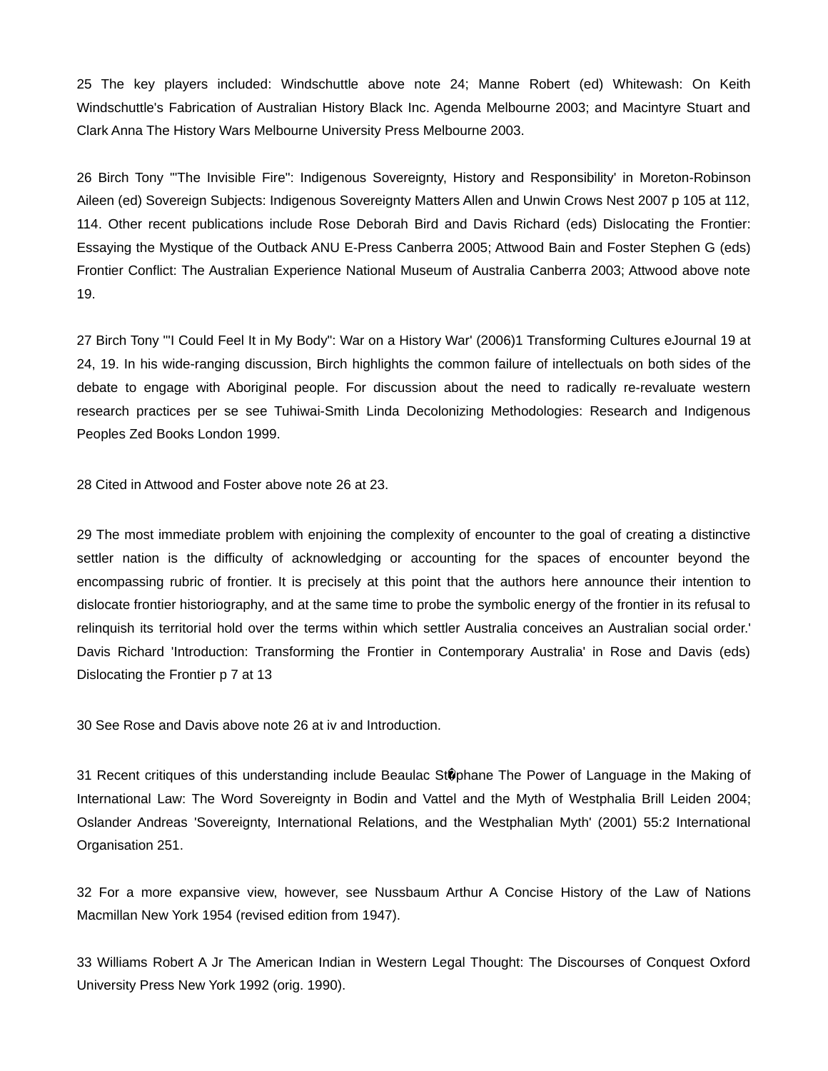25 The key players included: Windschuttle above note 24; Manne Robert (ed) Whitewash: On Keith Windschuttle's Fabrication of Australian History Black Inc. Agenda Melbourne 2003; and Macintyre Stuart and Clark Anna The History Wars Melbourne University Press Melbourne 2003.

26 Birch Tony '"The Invisible Fire": Indigenous Sovereignty, History and Responsibility' in Moreton-Robinson Aileen (ed) Sovereign Subjects: Indigenous Sovereignty Matters Allen and Unwin Crows Nest 2007 p 105 at 112, 114. Other recent publications include Rose Deborah Bird and Davis Richard (eds) Dislocating the Frontier: Essaying the Mystique of the Outback ANU E-Press Canberra 2005; Attwood Bain and Foster Stephen G (eds) Frontier Conflict: The Australian Experience National Museum of Australia Canberra 2003; Attwood above note 19.

27 Birch Tony '"I Could Feel It in My Body": War on a History War' (2006)1 Transforming Cultures eJournal 19 at 24, 19. In his wide-ranging discussion, Birch highlights the common failure of intellectuals on both sides of the debate to engage with Aboriginal people. For discussion about the need to radically re-revaluate western research practices per se see Tuhiwai-Smith Linda Decolonizing Methodologies: Research and Indigenous Peoples Zed Books London 1999.

28 Cited in Attwood and Foster above note 26 at 23.

29 The most immediate problem with enjoining the complexity of encounter to the goal of creating a distinctive settler nation is the difficulty of acknowledging or accounting for the spaces of encounter beyond the encompassing rubric of frontier. It is precisely at this point that the authors here announce their intention to dislocate frontier historiography, and at the same time to probe the symbolic energy of the frontier in its refusal to relinquish its territorial hold over the terms within which settler Australia conceives an Australian social order.' Davis Richard 'Introduction: Transforming the Frontier in Contemporary Australia' in Rose and Davis (eds) Dislocating the Frontier p 7 at 13

30 See Rose and Davis above note 26 at iv and Introduction.

31 Recent critiques of this understanding include Beaulac St�phane The Power of Language in the Making of International Law: The Word Sovereignty in Bodin and Vattel and the Myth of Westphalia Brill Leiden 2004; Oslander Andreas 'Sovereignty, International Relations, and the Westphalian Myth' (2001) 55:2 International Organisation 251.

32 For a more expansive view, however, see Nussbaum Arthur A Concise History of the Law of Nations Macmillan New York 1954 (revised edition from 1947).

33 Williams Robert A Jr The American Indian in Western Legal Thought: The Discourses of Conquest Oxford University Press New York 1992 (orig. 1990).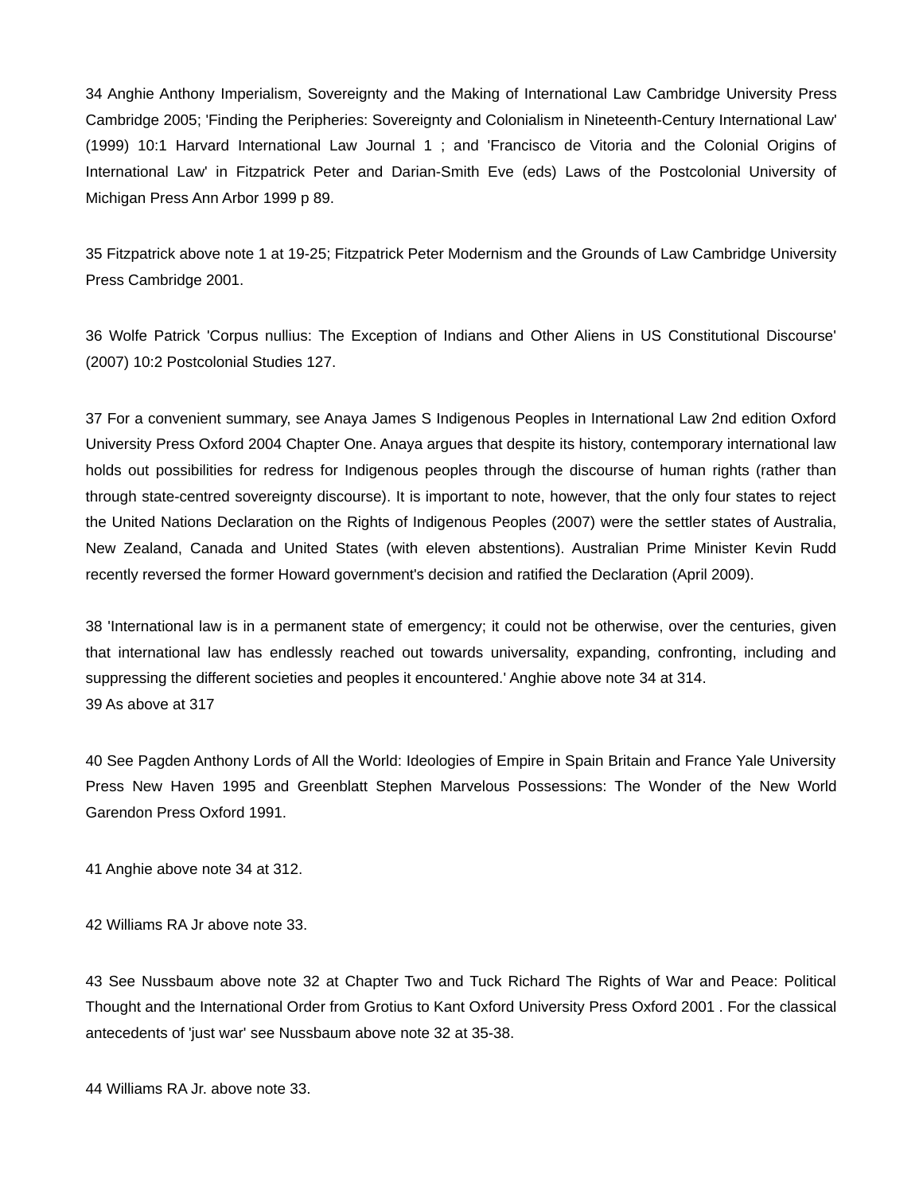34 Anghie Anthony Imperialism, Sovereignty and the Making of International Law Cambridge University Press Cambridge 2005; 'Finding the Peripheries: Sovereignty and Colonialism in Nineteenth-Century International Law' (1999) 10:1 Harvard International Law Journal 1 ; and 'Francisco de Vitoria and the Colonial Origins of International Law' in Fitzpatrick Peter and Darian-Smith Eve (eds) Laws of the Postcolonial University of Michigan Press Ann Arbor 1999 p 89.

35 Fitzpatrick above note 1 at 19-25; Fitzpatrick Peter Modernism and the Grounds of Law Cambridge University Press Cambridge 2001.

36 Wolfe Patrick 'Corpus nullius: The Exception of Indians and Other Aliens in US Constitutional Discourse' (2007) 10:2 Postcolonial Studies 127.

37 For a convenient summary, see Anaya James S Indigenous Peoples in International Law 2nd edition Oxford University Press Oxford 2004 Chapter One. Anaya argues that despite its history, contemporary international law holds out possibilities for redress for Indigenous peoples through the discourse of human rights (rather than through state-centred sovereignty discourse). It is important to note, however, that the only four states to reject the United Nations Declaration on the Rights of Indigenous Peoples (2007) were the settler states of Australia, New Zealand, Canada and United States (with eleven abstentions). Australian Prime Minister Kevin Rudd recently reversed the former Howard government's decision and ratified the Declaration (April 2009).

38 'International law is in a permanent state of emergency; it could not be otherwise, over the centuries, given that international law has endlessly reached out towards universality, expanding, confronting, including and suppressing the different societies and peoples it encountered.' Anghie above note 34 at 314.
39 As above at 317

40 See Pagden Anthony Lords of All the World: Ideologies of Empire in Spain Britain and France Yale University Press New Haven 1995 and Greenblatt Stephen Marvelous Possessions: The Wonder of the New World Garendon Press Oxford 1991.

41 Anghie above note 34 at 312.

42 Williams RA Jr above note 33.

43 See Nussbaum above note 32 at Chapter Two and Tuck Richard The Rights of War and Peace: Political Thought and the International Order from Grotius to Kant Oxford University Press Oxford 2001 . For the classical antecedents of 'just war' see Nussbaum above note 32 at 35-38.

44 Williams RA Jr. above note 33.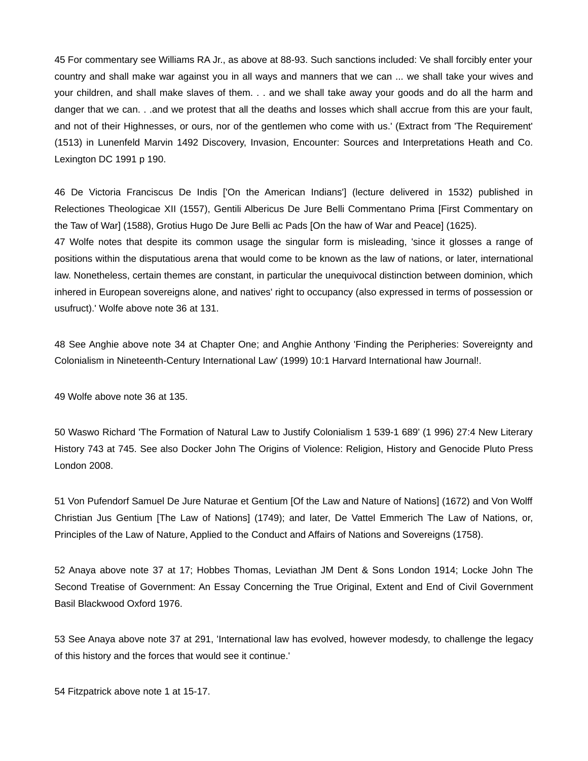45 For commentary see Williams RA Jr., as above at 88-93. Such sanctions included: Ve shall forcibly enter your country and shall make war against you in all ways and manners that we can ... we shall take your wives and your children, and shall make slaves of them. . . and we shall take away your goods and do all the harm and danger that we can. . .and we protest that all the deaths and losses which shall accrue from this are your fault, and not of their Highnesses, or ours, nor of the gentlemen who come with us.' (Extract from 'The Requirement' (1513) in Lunenfeld Marvin 1492 Discovery, Invasion, Encounter: Sources and Interpretations Heath and Co. Lexington DC 1991 p 190.

46 De Victoria Franciscus De Indis ['On the American Indians'] (lecture delivered in 1532) published in Relectiones Theologicae XII (1557), Gentili Albericus De Jure Belli Commentano Prima [First Commentary on the Taw of War] (1588), Grotius Hugo De Jure Belli ac Pads [On the haw of War and Peace] (1625).

47 Wolfe notes that despite its common usage the singular form is misleading, 'since it glosses a range of positions within the disputatious arena that would come to be known as the law of nations, or later, international law. Nonetheless, certain themes are constant, in particular the unequivocal distinction between dominion, which inhered in European sovereigns alone, and natives' right to occupancy (also expressed in terms of possession or usufruct).' Wolfe above note 36 at 131.

48 See Anghie above note 34 at Chapter One; and Anghie Anthony 'Finding the Peripheries: Sovereignty and Colonialism in Nineteenth-Century International Law' (1999) 10:1 Harvard International haw Journal!.

49 Wolfe above note 36 at 135.

50 Waswo Richard 'The Formation of Natural Law to Justify Colonialism 1 539-1 689' (1 996) 27:4 New Literary History 743 at 745. See also Docker John The Origins of Violence: Religion, History and Genocide Pluto Press London 2008.

51 Von Pufendorf Samuel De Jure Naturae et Gentium [Of the Law and Nature of Nations] (1672) and Von Wolff Christian Jus Gentium [The Law of Nations] (1749); and later, De Vattel Emmerich The Law of Nations, or, Principles of the Law of Nature, Applied to the Conduct and Affairs of Nations and Sovereigns (1758).

52 Anaya above note 37 at 17; Hobbes Thomas, Leviathan JM Dent & Sons London 1914; Locke John The Second Treatise of Government: An Essay Concerning the True Original, Extent and End of Civil Government Basil Blackwood Oxford 1976.

53 See Anaya above note 37 at 291, 'International law has evolved, however modesdy, to challenge the legacy of this history and the forces that would see it continue.'

54 Fitzpatrick above note 1 at 15-17.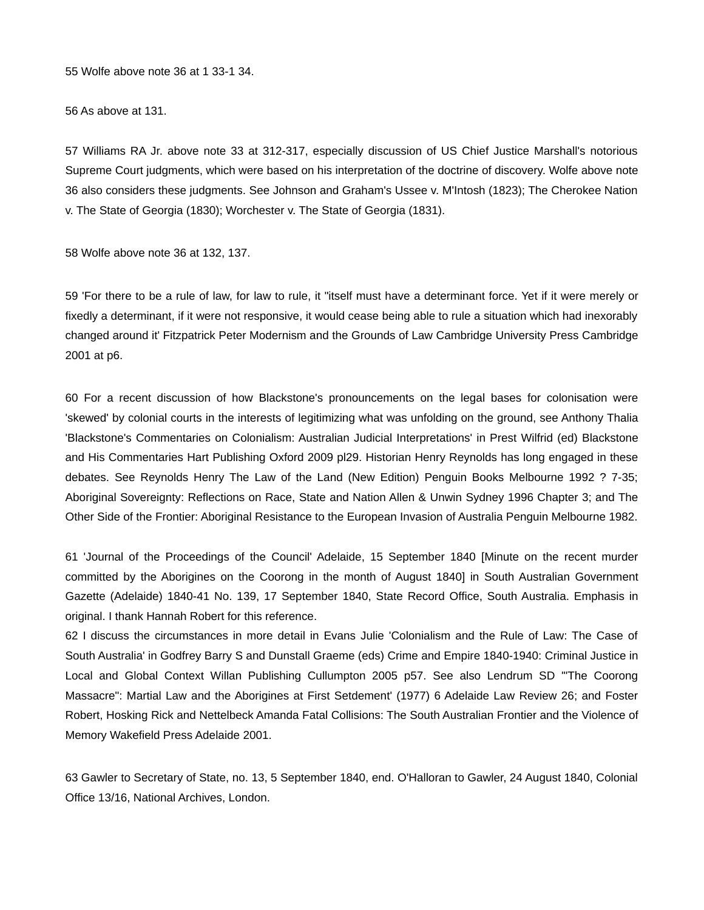55 Wolfe above note 36 at 1 33-1 34.

56 As above at 131.

57 Williams RA Jr. above note 33 at 312-317, especially discussion of US Chief Justice Marshall's notorious Supreme Court judgments, which were based on his interpretation of the doctrine of discovery. Wolfe above note 36 also considers these judgments. See Johnson and Graham's Ussee v. M'Intosh (1823); The Cherokee Nation v. The State of Georgia (1830); Worchester v. The State of Georgia (1831).

58 Wolfe above note 36 at 132, 137.

59 'For there to be a rule of law, for law to rule, it "itself must have a determinant force. Yet if it were merely or fixedly a determinant, if it were not responsive, it would cease being able to rule a situation which had inexorably changed around it' Fitzpatrick Peter Modernism and the Grounds of Law Cambridge University Press Cambridge 2001 at p6.

60 For a recent discussion of how Blackstone's pronouncements on the legal bases for colonisation were 'skewed' by colonial courts in the interests of legitimizing what was unfolding on the ground, see Anthony Thalia 'Blackstone's Commentaries on Colonialism: Australian Judicial Interpretations' in Prest Wilfrid (ed) Blackstone and His Commentaries Hart Publishing Oxford 2009 pl29. Historian Henry Reynolds has long engaged in these debates. See Reynolds Henry The Law of the Land (New Edition) Penguin Books Melbourne 1992 ? 7-35; Aboriginal Sovereignty: Reflections on Race, State and Nation Allen & Unwin Sydney 1996 Chapter 3; and The Other Side of the Frontier: Aboriginal Resistance to the European Invasion of Australia Penguin Melbourne 1982.

61 'Journal of the Proceedings of the Council' Adelaide, 15 September 1840 [Minute on the recent murder committed by the Aborigines on the Coorong in the month of August 1840] in South Australian Government Gazette (Adelaide) 1840-41 No. 139, 17 September 1840, State Record Office, South Australia. Emphasis in original. I thank Hannah Robert for this reference.

62 I discuss the circumstances in more detail in Evans Julie 'Colonialism and the Rule of Law: The Case of South Australia' in Godfrey Barry S and Dunstall Graeme (eds) Crime and Empire 1840-1940: Criminal Justice in Local and Global Context Willan Publishing Cullumpton 2005 p57. See also Lendrum SD '"The Coorong Massacre": Martial Law and the Aborigines at First Setdement' (1977) 6 Adelaide Law Review 26; and Foster Robert, Hosking Rick and Nettelbeck Amanda Fatal Collisions: The South Australian Frontier and the Violence of Memory Wakefield Press Adelaide 2001.

63 Gawler to Secretary of State, no. 13, 5 September 1840, end. O'Halloran to Gawler, 24 August 1840, Colonial Office 13/16, National Archives, London.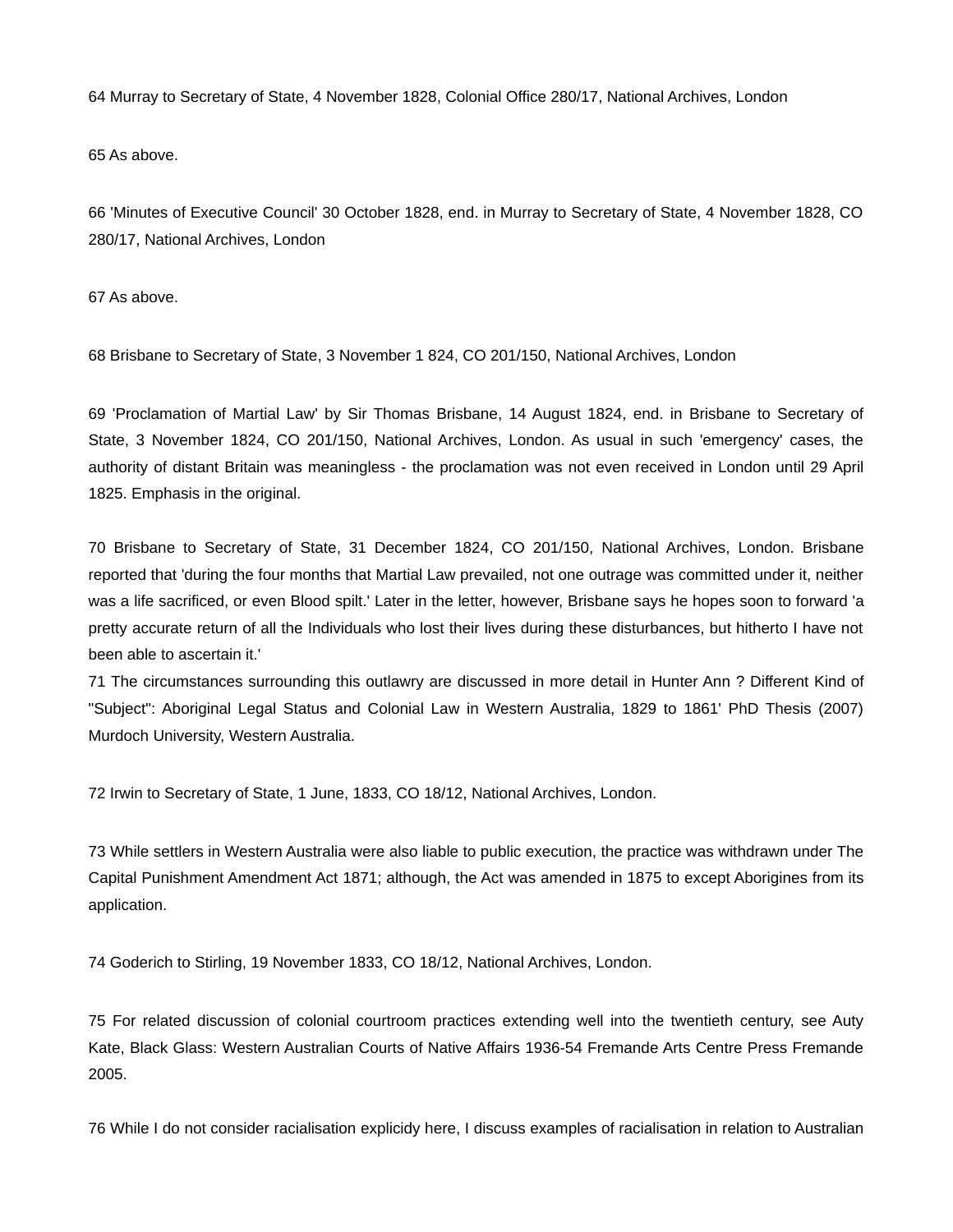64 Murray to Secretary of State, 4 November 1828, Colonial Office 280/17, National Archives, London

65 As above.

66 'Minutes of Executive Council' 30 October 1828, end. in Murray to Secretary of State, 4 November 1828, CO 280/17, National Archives, London

67 As above.

68 Brisbane to Secretary of State, 3 November 1 824, CO 201/150, National Archives, London

69 'Proclamation of Martial Law' by Sir Thomas Brisbane, 14 August 1824, end. in Brisbane to Secretary of State, 3 November 1824, CO 201/150, National Archives, London. As usual in such 'emergency' cases, the authority of distant Britain was meaningless - the proclamation was not even received in London until 29 April 1825. Emphasis in the original.

70 Brisbane to Secretary of State, 31 December 1824, CO 201/150, National Archives, London. Brisbane reported that 'during the four months that Martial Law prevailed, not one outrage was committed under it, neither was a life sacrificed, or even Blood spilt.' Later in the letter, however, Brisbane says he hopes soon to forward 'a pretty accurate return of all the Individuals who lost their lives during these disturbances, but hitherto I have not been able to ascertain it.'

71 The circumstances surrounding this outlawry are discussed in more detail in Hunter Ann ? Different Kind of "Subject": Aboriginal Legal Status and Colonial Law in Western Australia, 1829 to 1861' PhD Thesis (2007) Murdoch University, Western Australia.

72 Irwin to Secretary of State, 1 June, 1833, CO 18/12, National Archives, London.

73 While settlers in Western Australia were also liable to public execution, the practice was withdrawn under The Capital Punishment Amendment Act 1871; although, the Act was amended in 1875 to except Aborigines from its application.

74 Goderich to Stirling, 19 November 1833, CO 18/12, National Archives, London.

75 For related discussion of colonial courtroom practices extending well into the twentieth century, see Auty Kate, Black Glass: Western Australian Courts of Native Affairs 1936-54 Fremande Arts Centre Press Fremande 2005.

76 While I do not consider racialisation explicidy here, I discuss examples of racialisation in relation to Australian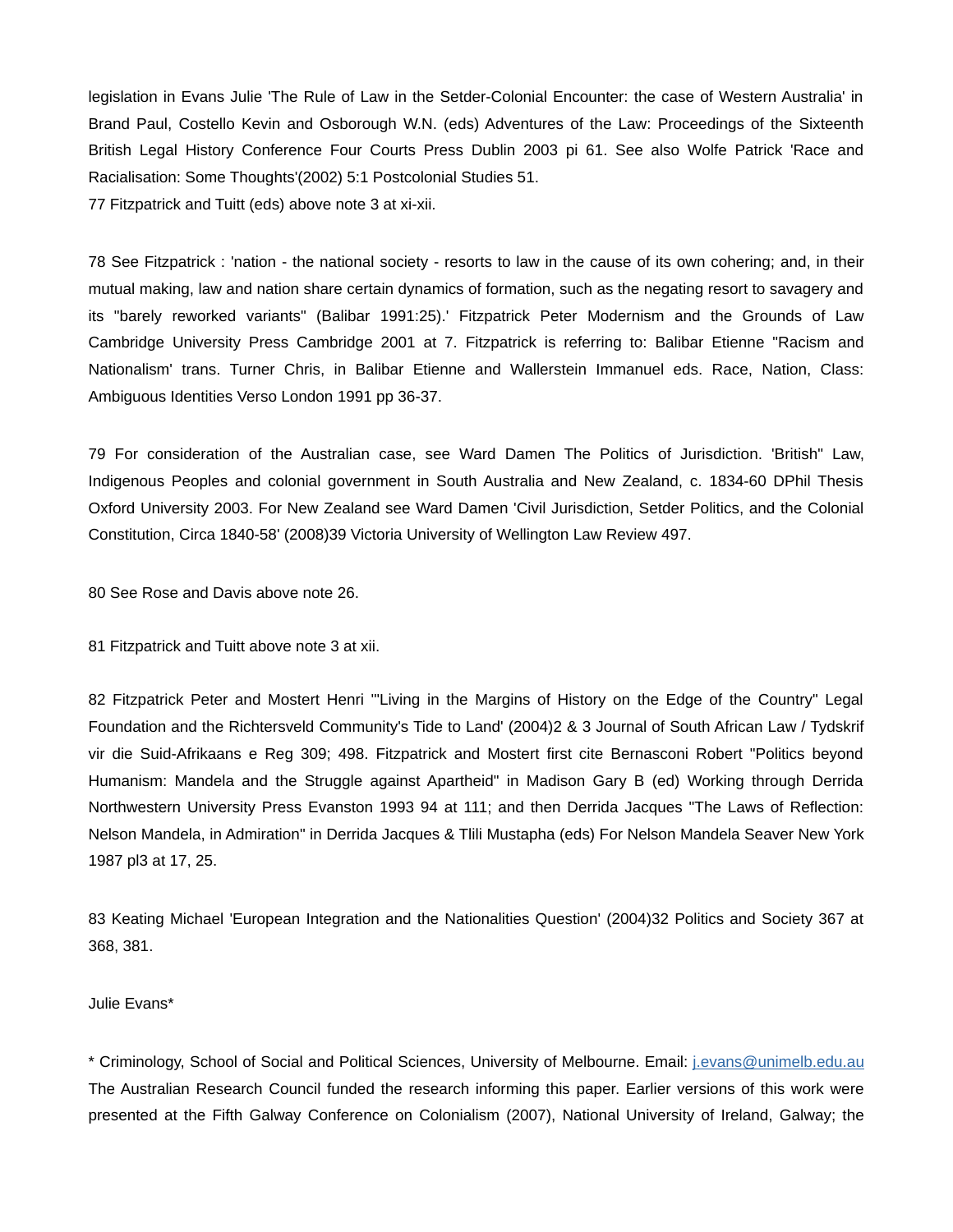legislation in Evans Julie 'The Rule of Law in the Setder-Colonial Encounter: the case of Western Australia' in Brand Paul, Costello Kevin and Osborough W.N. (eds) Adventures of the Law: Proceedings of the Sixteenth British Legal History Conference Four Courts Press Dublin 2003 pi 61. See also Wolfe Patrick 'Race and Racialisation: Some Thoughts'(2002) 5:1 Postcolonial Studies 51.

77 Fitzpatrick and Tuitt (eds) above note 3 at xi-xii.

78 See Fitzpatrick : 'nation - the national society - resorts to law in the cause of its own cohering; and, in their mutual making, law and nation share certain dynamics of formation, such as the negating resort to savagery and its "barely reworked variants" (Balibar 1991:25).' Fitzpatrick Peter Modernism and the Grounds of Law Cambridge University Press Cambridge 2001 at 7. Fitzpatrick is referring to: Balibar Etienne "Racism and Nationalism' trans. Turner Chris, in Balibar Etienne and Wallerstein Immanuel eds. Race, Nation, Class: Ambiguous Identities Verso London 1991 pp 36-37.

79 For consideration of the Australian case, see Ward Damen The Politics of Jurisdiction. 'British" Law, Indigenous Peoples and colonial government in South Australia and New Zealand, c. 1834-60 DPhil Thesis Oxford University 2003. For New Zealand see Ward Damen 'Civil Jurisdiction, Setder Politics, and the Colonial Constitution, Circa 1840-58' (2008)39 Victoria University of Wellington Law Review 497.

80 See Rose and Davis above note 26.

81 Fitzpatrick and Tuitt above note 3 at xii.

82 Fitzpatrick Peter and Mostert Henri '"Living in the Margins of History on the Edge of the Country" Legal Foundation and the Richtersveld Community's Tide to Land' (2004)2 & 3 Journal of South African Law / Tydskrif vir die Suid-Afrikaans e Reg 309; 498. Fitzpatrick and Mostert first cite Bernasconi Robert "Politics beyond Humanism: Mandela and the Struggle against Apartheid" in Madison Gary B (ed) Working through Derrida Northwestern University Press Evanston 1993 94 at 111; and then Derrida Jacques "The Laws of Reflection: Nelson Mandela, in Admiration" in Derrida Jacques & Tlili Mustapha (eds) For Nelson Mandela Seaver New York 1987 pl3 at 17, 25.

83 Keating Michael 'European Integration and the Nationalities Question' (2004)32 Politics and Society 367 at 368, 381.

Julie Evans*

* Criminology, School of Social and Political Sciences, University of Melbourne. Email: j.evans@unimelb.edu.au The Australian Research Council funded the research informing this paper. Earlier versions of this work were presented at the Fifth Galway Conference on Colonialism (2007), National University of Ireland, Galway; the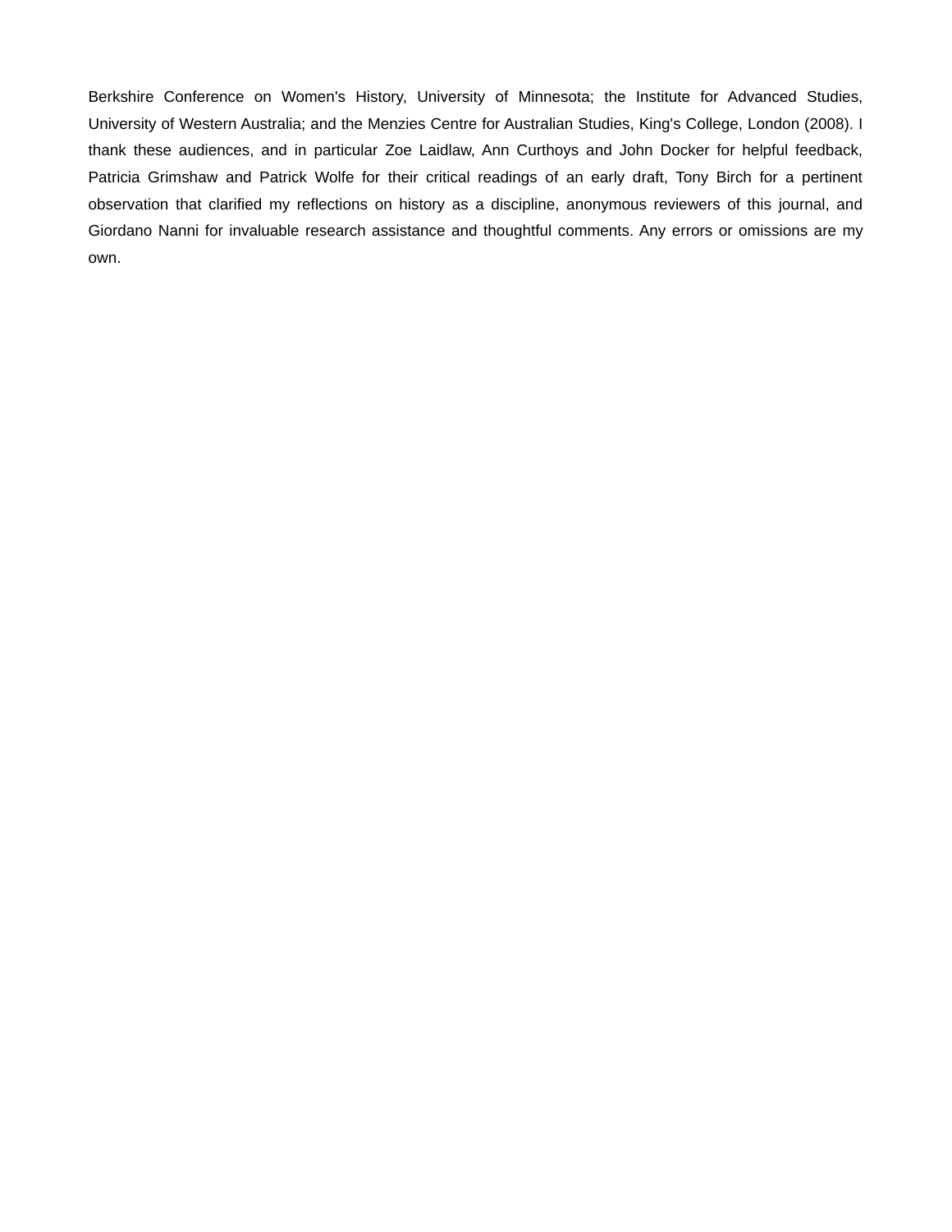Berkshire Conference on Women's History, University of Minnesota; the Institute for Advanced Studies, University of Western Australia; and the Menzies Centre for Australian Studies, King's College, London (2008). I thank these audiences, and in particular Zoe Laidlaw, Ann Curthoys and John Docker for helpful feedback, Patricia Grimshaw and Patrick Wolfe for their critical readings of an early draft, Tony Birch for a pertinent observation that clarified my reflections on history as a discipline, anonymous reviewers of this journal, and Giordano Nanni for invaluable research assistance and thoughtful comments. Any errors or omissions are my own.